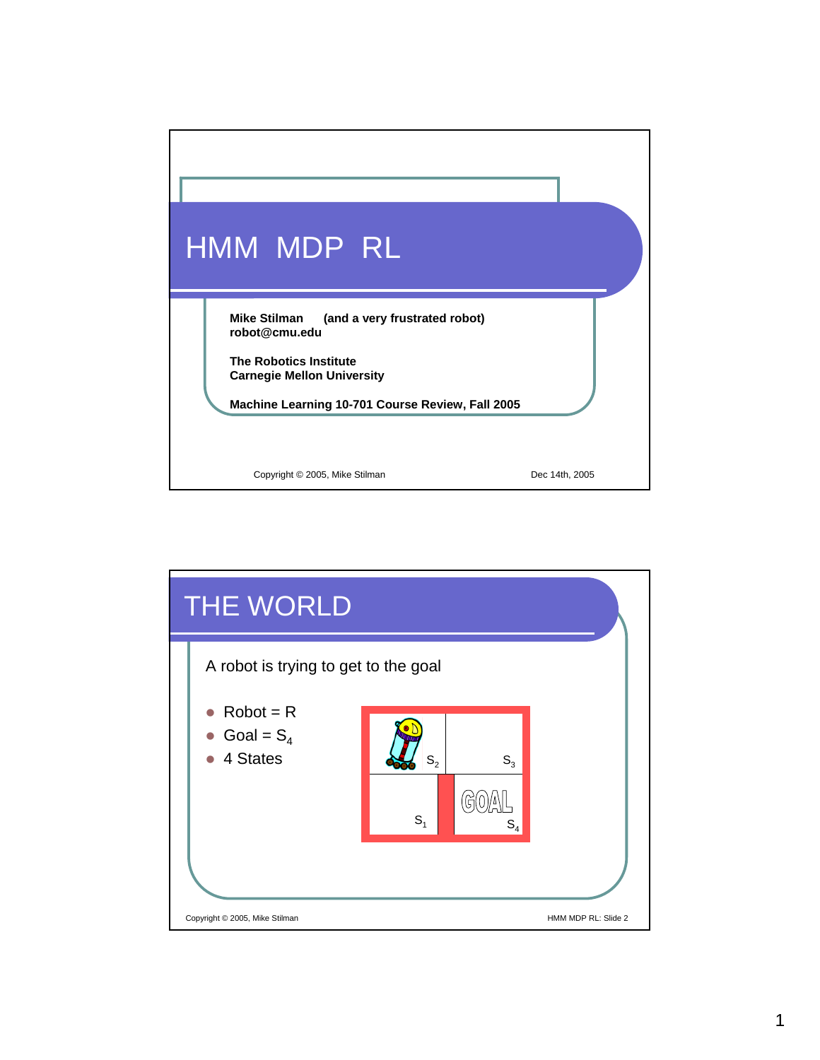# HMM MDP RL

**Mike Stilman (and a very frustrated robot)**
**robot@cmu.edu**

**The Robotics Institute**
**Carnegie Mellon University**

**Machine Learning 10-701 Course Review, Fall 2005**

Copyright © 2005, Mike Stilman

Dec 14th, 2005

## THE WORLD

A robot is trying to get to the goal

- Robot = R
- Goal = $S_4$
- 4 States

$S_2$ $S_3$

$S_1$ GOAL $S_4$

Copyright © 2005, Mike Stilman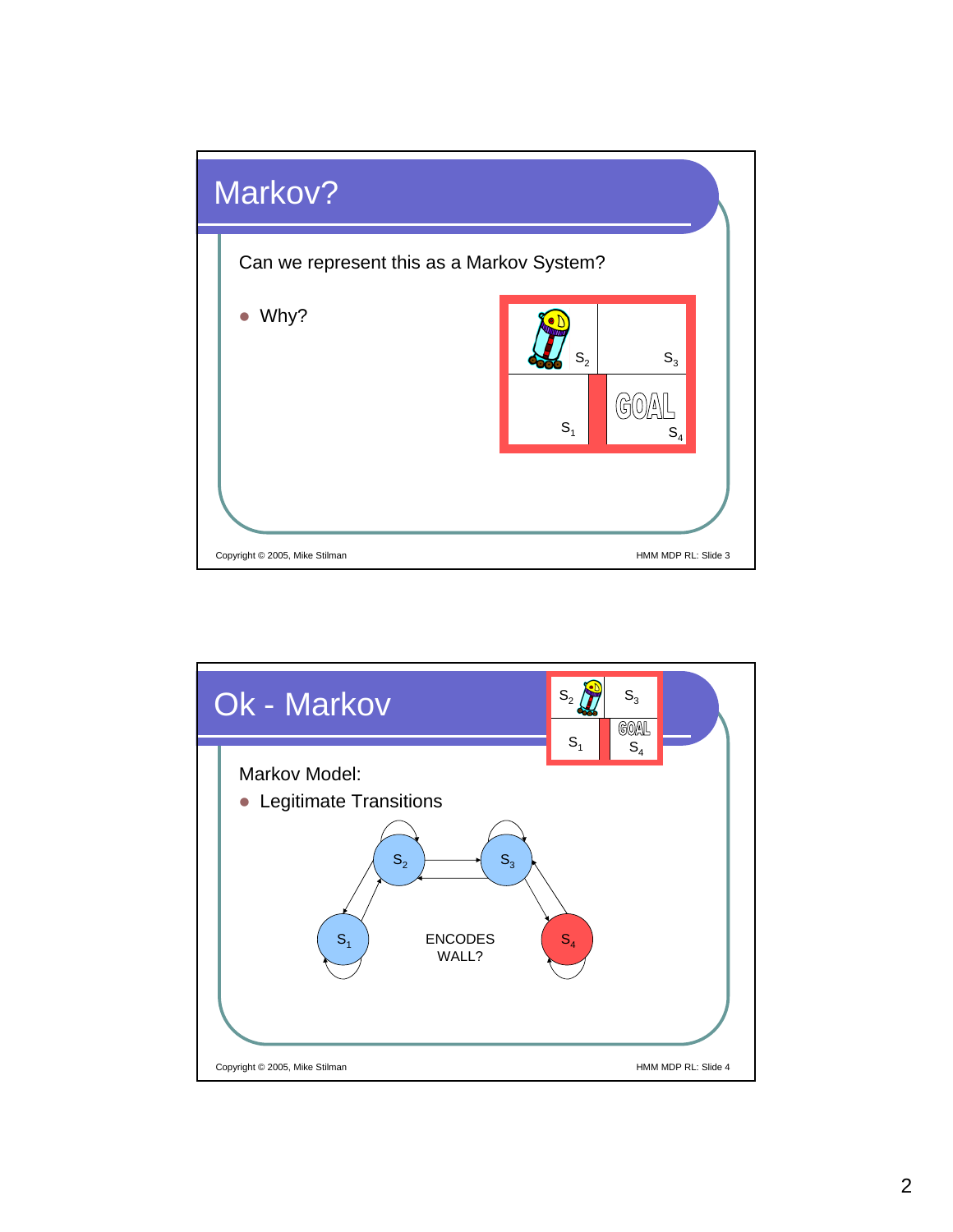## Markov?

Can we represent this as a Markov System?

- Why?

$S_2$ | $S_3$ | GOAL $S_4$ | $S_1$

## Ok - Markov

Markov Model:

- Legitimate Transitions

$S_1$, $S_2$, $S_3$, $S_4$

ENCODES WALL?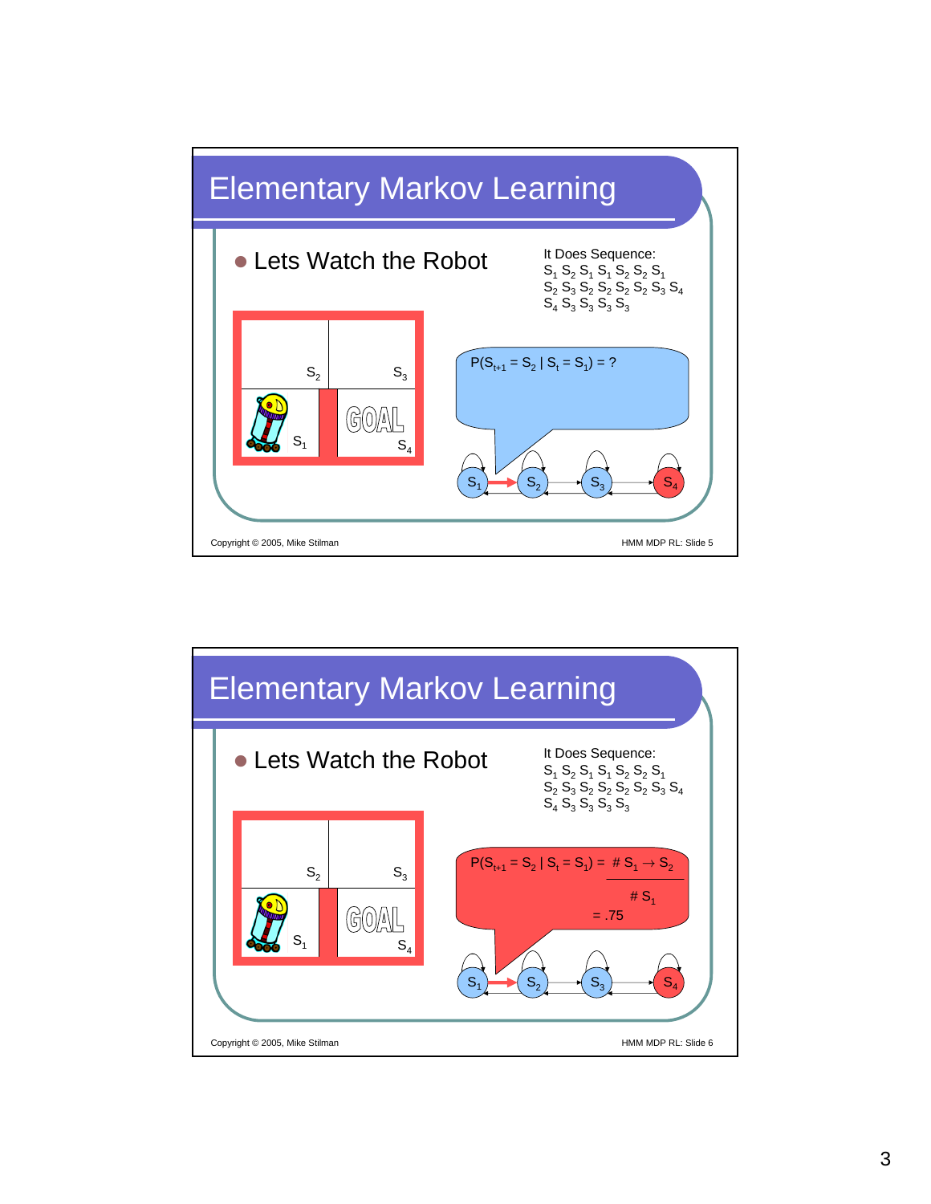# Elementary Markov Learning

- Lets Watch the Robot

It Does Sequence:
$S_1\ S_2\ S_1\ S_1\ S_2\ S_2\ S_1$
$S_2\ S_3\ S_2\ S_2\ S_2\ S_2\ S_3\ S_4$
$S_4\ S_3\ S_3\ S_3\ S_3$

$S_2$ $S_3$

$S_1$ GOAL $S_4$

$P(S_{t+1} = S_2 \mid S_t = S_1) = ?$

$S_1$ $S_2$ $S_3$ $S_4$

# Elementary Markov Learning

- Lets Watch the Robot

It Does Sequence:
$S_1\ S_2\ S_1\ S_1\ S_2\ S_2\ S_1$
$S_2\ S_3\ S_2\ S_2\ S_2\ S_2\ S_3\ S_4$
$S_4\ S_3\ S_3\ S_3\ S_3$

$S_2$ $S_3$

$S_1$ GOAL $S_4$

$$P(S_{t+1} = S_2 \mid S_t = S_1) = \frac{\#\ S_1 \rightarrow S_2}{\#\ S_1} = .75$$

$S_1$ $S_2$ $S_3$ $S_4$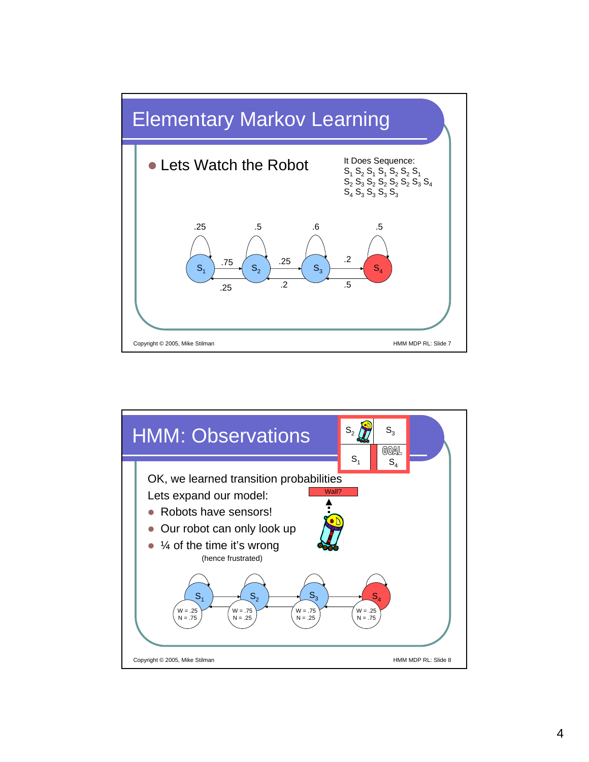## Elementary Markov Learning

- Lets Watch the Robot

It Does Sequence:
$S_1$ $S_2$ $S_1$ $S_1$ $S_2$ $S_2$ $S_1$
$S_2$ $S_3$ $S_2$ $S_2$ $S_2$ $S_2$ $S_3$ $S_4$
$S_4$ $S_3$ $S_3$ $S_3$ $S_3$

Transitions:

| From | To | Probability |
|---|---|---|
| $S_1$ | $S_1$ | .25 |
| $S_1$ | $S_2$ | .75 |
| $S_2$ | $S_1$ | .25 |
| $S_2$ | $S_2$ | .5 |
| $S_2$ | $S_3$ | .25 |
| $S_3$ | $S_2$ | .2 |
| $S_3$ | $S_3$ | .6 |
| $S_3$ | $S_4$ | .2 |
| $S_4$ | $S_3$ | .5 |
| $S_4$ | $S_4$ | .5 |

Copyright © 2005, Mike Stilman — HMM MDP RL: Slide 7

## HMM: Observations

Grid: $S_2$, $S_3$ (top row); $S_1$, GOAL $S_4$ (bottom row)

OK, we learned transition probabilities

Lets expand our model:

- Robots have sensors!
- Our robot can only look up
- ¼ of the time it's wrong

(hence frustrated)

Wall?

| State | W | N |
|---|---|---|
| $S_1$ | .25 | .75 |
| $S_2$ | .75 | .25 |
| $S_3$ | .75 | .25 |
| $S_4$ | .25 | .75 |

Copyright © 2005, Mike Stilman — HMM MDP RL: Slide 8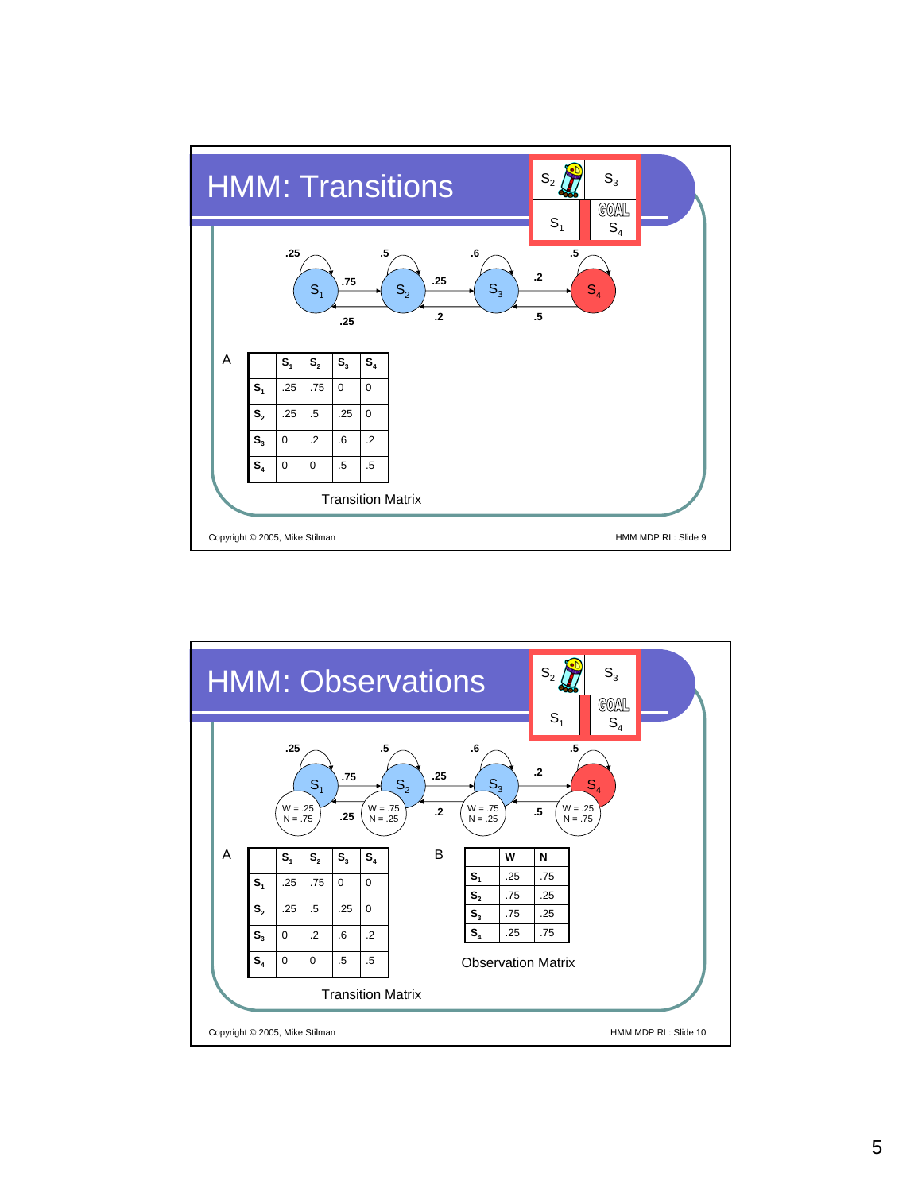# HMM: Transitions

A

| | $S_1$ | $S_2$ | $S_3$ | $S_4$ |
|---|---|---|---|---|
| $S_1$ | .25 | .75 | 0 | 0 |
| $S_2$ | .25 | .5 | .25 | 0 |
| $S_3$ | 0 | .2 | .6 | .2 |
| $S_4$ | 0 | 0 | .5 | .5 |

Transition Matrix

# HMM: Observations

A

| | $S_1$ | $S_2$ | $S_3$ | $S_4$ |
|---|---|---|---|---|
| $S_1$ | .25 | .75 | 0 | 0 |
| $S_2$ | .25 | .5 | .25 | 0 |
| $S_3$ | 0 | .2 | .6 | .2 |
| $S_4$ | 0 | 0 | .5 | .5 |

Transition Matrix

B

| | W | N |
|---|---|---|
| $S_1$ | .25 | .75 |
| $S_2$ | .75 | .25 |
| $S_3$ | .75 | .25 |
| $S_4$ | .25 | .75 |

Observation Matrix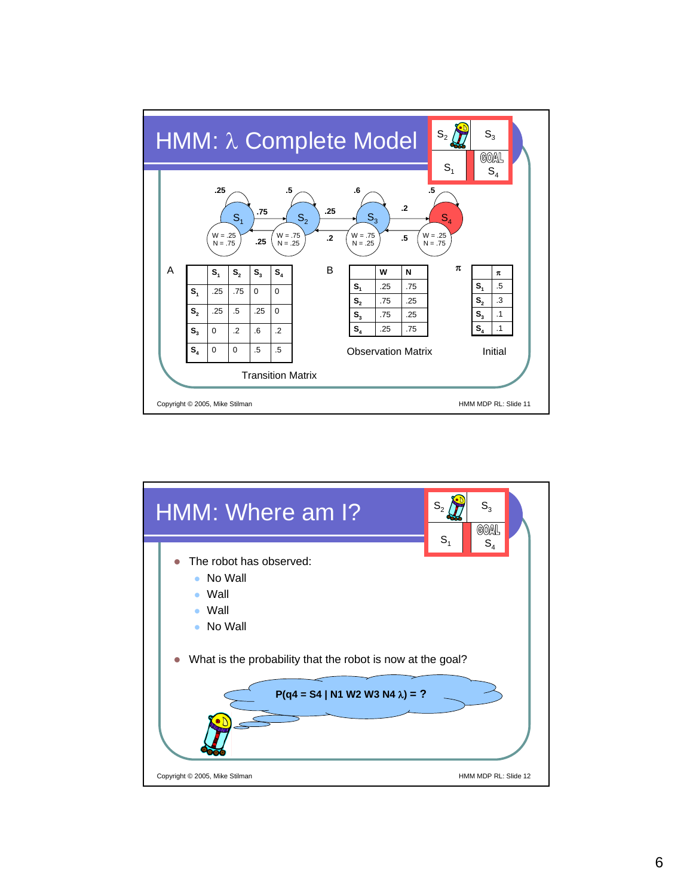# HMM: $\lambda$ Complete Model

| | $S_2$ | $S_3$ |
|---|---|---|
| | $S_1$ | GOAL $S_4$ |

State diagram: $S_1$ (W = .25, N = .75) self-loop .25, $S_1 \to S_2$ .75; $S_2$ (W = .75, N = .25) self-loop .5, $S_2 \to S_1$ .25, $S_2 \to S_3$ .25; $S_3$ (W = .75, N = .25) self-loop .6, $S_3 \to S_2$ .2, $S_3 \to S_4$ .2; $S_4$ (W = .25, N = .75) self-loop .5, $S_4 \to S_3$ .5.

A

| | $S_1$ | $S_2$ | $S_3$ | $S_4$ |
|---|---|---|---|---|
| $S_1$ | .25 | .75 | 0 | 0 |
| $S_2$ | .25 | .5 | .25 | 0 |
| $S_3$ | 0 | .2 | .6 | .2 |
| $S_4$ | 0 | 0 | .5 | .5 |

Transition Matrix

B

| | W | N |
|---|---|---|
| $S_1$ | .25 | .75 |
| $S_2$ | .75 | .25 |
| $S_3$ | .75 | .25 |
| $S_4$ | .25 | .75 |

Observation Matrix

$\pi$

| | $\pi$ |
|---|---|
| $S_1$ | .5 |
| $S_2$ | .3 |
| $S_3$ | .1 |
| $S_4$ | .1 |

Initial

Copyright © 2005, Mike Stilman

# HMM: Where am I?

| | $S_2$ | $S_3$ |
|---|---|---|
| | $S_1$ | GOAL $S_4$ |

- The robot has observed:
  - No Wall
  - Wall
  - Wall
  - No Wall
- What is the probability that the robot is now at the goal?

**$P(q4 = S4 \mid N1\ W2\ W3\ N4\ \lambda) = ?$**

Copyright © 2005, Mike Stilman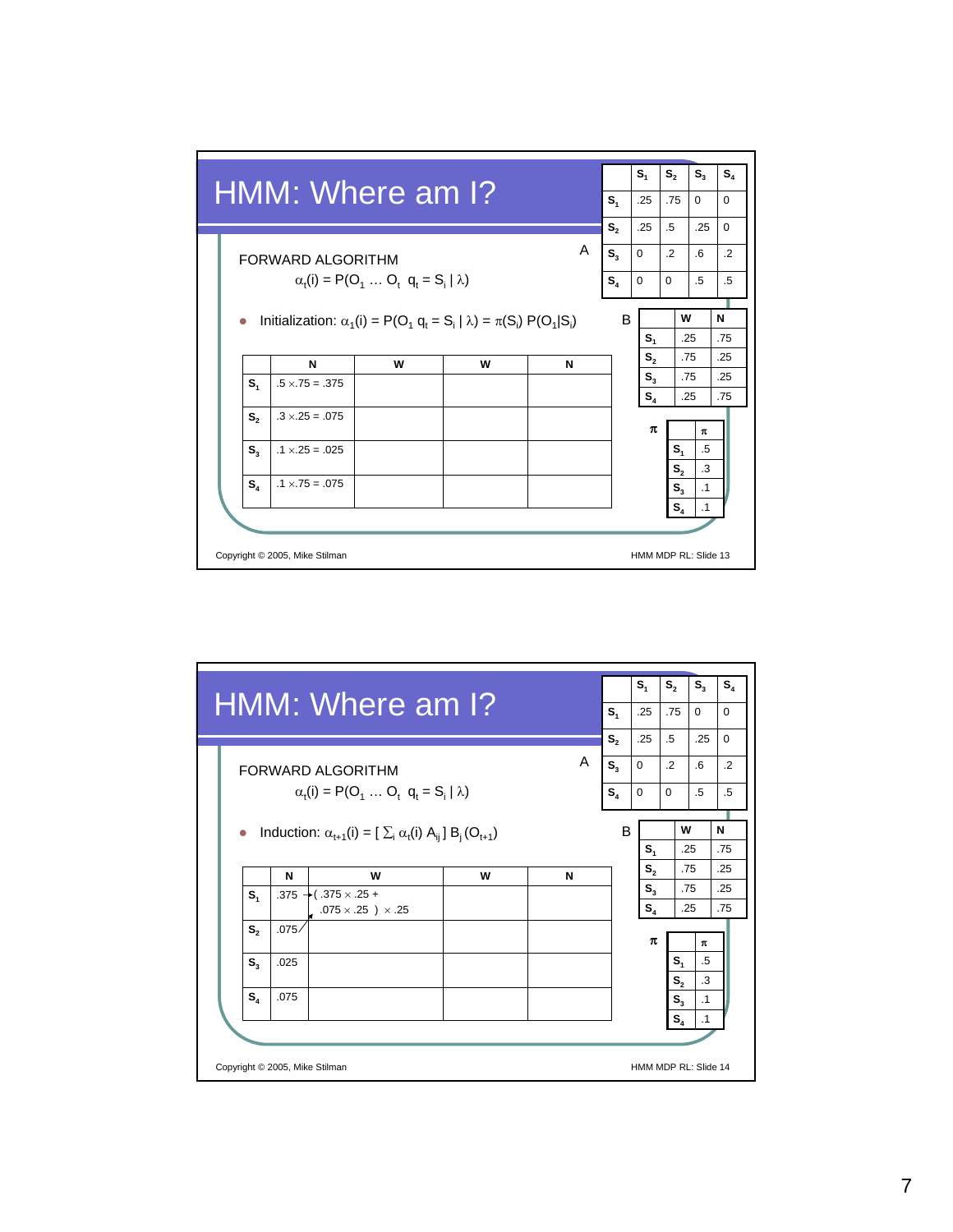# HMM: Where am I?

A

| | $S_1$ | $S_2$ | $S_3$ | $S_4$ |
|---|---|---|---|---|
| $S_1$ | .25 | .75 | 0 | 0 |
| $S_2$ | .25 | .5 | .25 | 0 |
| $S_3$ | 0 | .2 | .6 | .2 |
| $S_4$ | 0 | 0 | .5 | .5 |

FORWARD ALGORITHM

$\alpha_t(i) = P(O_1 \ldots O_t \;\; q_t = S_i \mid \lambda)$

- Initialization: $\alpha_1(i) = P(O_1 \; q_t = S_i \mid \lambda) = \pi(S_i)\, P(O_1|S_i)$

B

| | W | N |
|---|---|---|
| $S_1$ | .25 | .75 |
| $S_2$ | .75 | .25 |
| $S_3$ | .75 | .25 |
| $S_4$ | .25 | .75 |

| | N | W | W | N |
|---|---|---|---|---|
| $S_1$ | $.5 \times .75 = .375$ | | | |
| $S_2$ | $.3 \times .25 = .075$ | | | |
| $S_3$ | $.1 \times .25 = .025$ | | | |
| $S_4$ | $.1 \times .75 = .075$ | | | |

$\pi$

| | $\pi$ |
|---|---|
| $S_1$ | .5 |
| $S_2$ | .3 |
| $S_3$ | .1 |
| $S_4$ | .1 |

Copyright © 2005, Mike Stilman — HMM MDP RL: Slide 13

# HMM: Where am I?

A

| | $S_1$ | $S_2$ | $S_3$ | $S_4$ |
|---|---|---|---|---|
| $S_1$ | .25 | .75 | 0 | 0 |
| $S_2$ | .25 | .5 | .25 | 0 |
| $S_3$ | 0 | .2 | .6 | .2 |
| $S_4$ | 0 | 0 | .5 | .5 |

FORWARD ALGORITHM

$\alpha_t(i) = P(O_1 \ldots O_t \;\; q_t = S_i \mid \lambda)$

- Induction: $\alpha_{t+1}(i) = [\, \sum_i \alpha_t(i)\, A_{ij} \,]\, B_j\, (O_{t+1})$

B

| | W | N |
|---|---|---|
| $S_1$ | .25 | .75 |
| $S_2$ | .75 | .25 |
| $S_3$ | .75 | .25 |
| $S_4$ | .25 | .75 |

| | N | W | W | N |
|---|---|---|---|---|
| $S_1$ | .375 | $(.375 \times .25 + .075 \times .25) \times .25$ | | |
| $S_2$ | .075 | | | |
| $S_3$ | .025 | | | |
| $S_4$ | .075 | | | |

$\pi$

| | $\pi$ |
|---|---|
| $S_1$ | .5 |
| $S_2$ | .3 |
| $S_3$ | .1 |
| $S_4$ | .1 |

Copyright © 2005, Mike Stilman — HMM MDP RL: Slide 14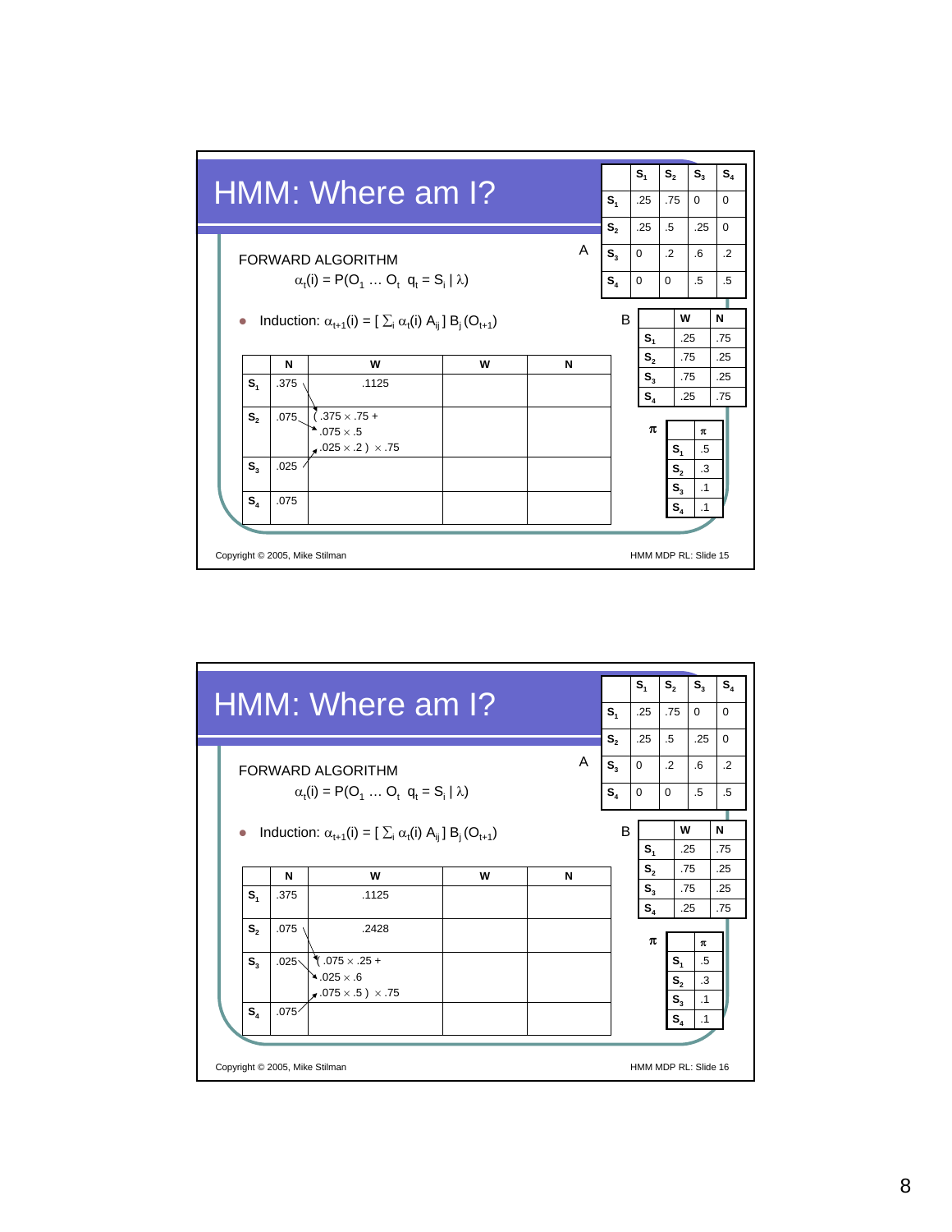# HMM: Where am I?

**A**

| | $S_1$ | $S_2$ | $S_3$ | $S_4$ |
|---|---|---|---|---|
| $S_1$ | .25 | .75 | 0 | 0 |
| $S_2$ | .25 | .5 | .25 | 0 |
| $S_3$ | 0 | .2 | .6 | .2 |
| $S_4$ | 0 | 0 | .5 | .5 |

FORWARD ALGORITHM

$\alpha_t(i) = P(O_1 \ldots O_t \;\; q_t = S_i \mid \lambda)$

**B**

| | W | N |
|---|---|---|
| $S_1$ | .25 | .75 |
| $S_2$ | .75 | .25 |
| $S_3$ | .75 | .25 |
| $S_4$ | .25 | .75 |

- Induction: $\alpha_{t+1}(i) = [\, \sum_i \alpha_t(i) A_{ij} \,] \, B_j(O_{t+1})$

| | N | W | W | N |
|---|---|---|---|---|
| $S_1$ | .375 | .1125 | | |
| $S_2$ | .075 | $(.375 \times .75 + .075 \times .5 + .025 \times .2) \times .75$ | | |
| $S_3$ | .025 | | | |
| $S_4$ | .075 | | | |

**$\pi$**

| | $\pi$ |
|---|---|
| $S_1$ | .5 |
| $S_2$ | .3 |
| $S_3$ | .1 |
| $S_4$ | .1 |

Copyright © 2005, Mike Stilman — HMM MDP RL: Slide 15

---

# HMM: Where am I?

**A**

| | $S_1$ | $S_2$ | $S_3$ | $S_4$ |
|---|---|---|---|---|
| $S_1$ | .25 | .75 | 0 | 0 |
| $S_2$ | .25 | .5 | .25 | 0 |
| $S_3$ | 0 | .2 | .6 | .2 |
| $S_4$ | 0 | 0 | .5 | .5 |

FORWARD ALGORITHM

$\alpha_t(i) = P(O_1 \ldots O_t \;\; q_t = S_i \mid \lambda)$

**B**

| | W | N |
|---|---|---|
| $S_1$ | .25 | .75 |
| $S_2$ | .75 | .25 |
| $S_3$ | .75 | .25 |
| $S_4$ | .25 | .75 |

- Induction: $\alpha_{t+1}(i) = [\, \sum_i \alpha_t(i) A_{ij} \,] \, B_j(O_{t+1})$

| | N | W | W | N |
|---|---|---|---|---|
| $S_1$ | .375 | .1125 | | |
| $S_2$ | .075 | .2428 | | |
| $S_3$ | .025 | $(.075 \times .25 + .025 \times .6 + .075 \times .5) \times .75$ | | |
| $S_4$ | .075 | | | |

**$\pi$**

| | $\pi$ |
|---|---|
| $S_1$ | .5 |
| $S_2$ | .3 |
| $S_3$ | .1 |
| $S_4$ | .1 |

Copyright © 2005, Mike Stilman — HMM MDP RL: Slide 16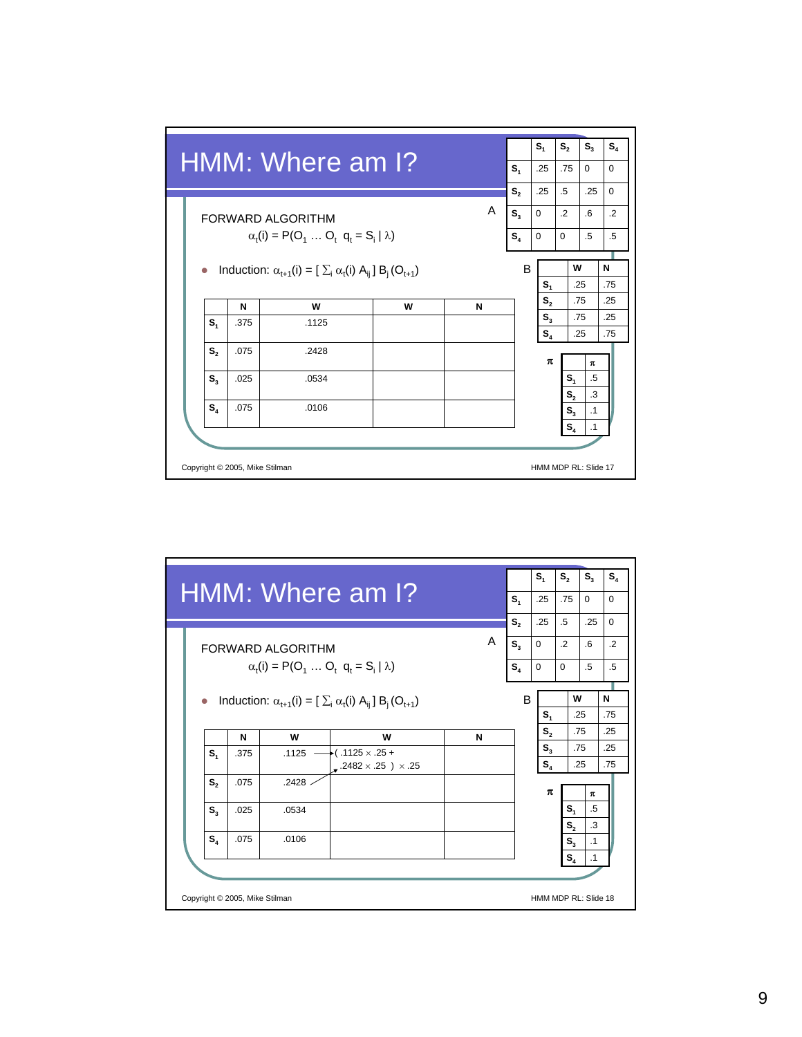# HMM: Where am I?

A

|  | $S_1$ | $S_2$ | $S_3$ | $S_4$ |
|---|---|---|---|---|
| $S_1$ | .25 | .75 | 0 | 0 |
| $S_2$ | .25 | .5 | .25 | 0 |
| $S_3$ | 0 | .2 | .6 | .2 |
| $S_4$ | 0 | 0 | .5 | .5 |

FORWARD ALGORITHM

$\alpha_t(i) = P(O_1 \ldots O_t \; q_t = S_i \mid \lambda)$

- Induction: $\alpha_{t+1}(i) = [\sum_i \alpha_t(i) A_{ij}] B_j(O_{t+1})$

B

|  | W | N |
|---|---|---|
| $S_1$ | .25 | .75 |
| $S_2$ | .75 | .25 |
| $S_3$ | .75 | .25 |
| $S_4$ | .25 | .75 |

$\pi$

|  | $\pi$ |
|---|---|
| $S_1$ | .5 |
| $S_2$ | .3 |
| $S_3$ | .1 |
| $S_4$ | .1 |

|  | N | W | W | N |
|---|---|---|---|---|
| $S_1$ | .375 | .1125 |  |  |
| $S_2$ | .075 | .2428 |  |  |
| $S_3$ | .025 | .0534 |  |  |
| $S_4$ | .075 | .0106 |  |  |

Copyright © 2005, Mike Stilman — HMM MDP RL: Slide 17

# HMM: Where am I?

A

|  | $S_1$ | $S_2$ | $S_3$ | $S_4$ |
|---|---|---|---|---|
| $S_1$ | .25 | .75 | 0 | 0 |
| $S_2$ | .25 | .5 | .25 | 0 |
| $S_3$ | 0 | .2 | .6 | .2 |
| $S_4$ | 0 | 0 | .5 | .5 |

FORWARD ALGORITHM

$\alpha_t(i) = P(O_1 \ldots O_t \; q_t = S_i \mid \lambda)$

- Induction: $\alpha_{t+1}(i) = [\sum_i \alpha_t(i) A_{ij}] B_j(O_{t+1})$

B

|  | W | N |
|---|---|---|
| $S_1$ | .25 | .75 |
| $S_2$ | .75 | .25 |
| $S_3$ | .75 | .25 |
| $S_4$ | .25 | .75 |

$\pi$

|  | $\pi$ |
|---|---|
| $S_1$ | .5 |
| $S_2$ | .3 |
| $S_3$ | .1 |
| $S_4$ | .1 |

|  | N | W | W | N |
|---|---|---|---|---|
| $S_1$ | .375 | .1125 | $(.1125 \times .25 + .2482 \times .25) \times .25$ |  |
| $S_2$ | .075 | .2428 |  |  |
| $S_3$ | .025 | .0534 |  |  |
| $S_4$ | .075 | .0106 |  |  |

Copyright © 2005, Mike Stilman — HMM MDP RL: Slide 18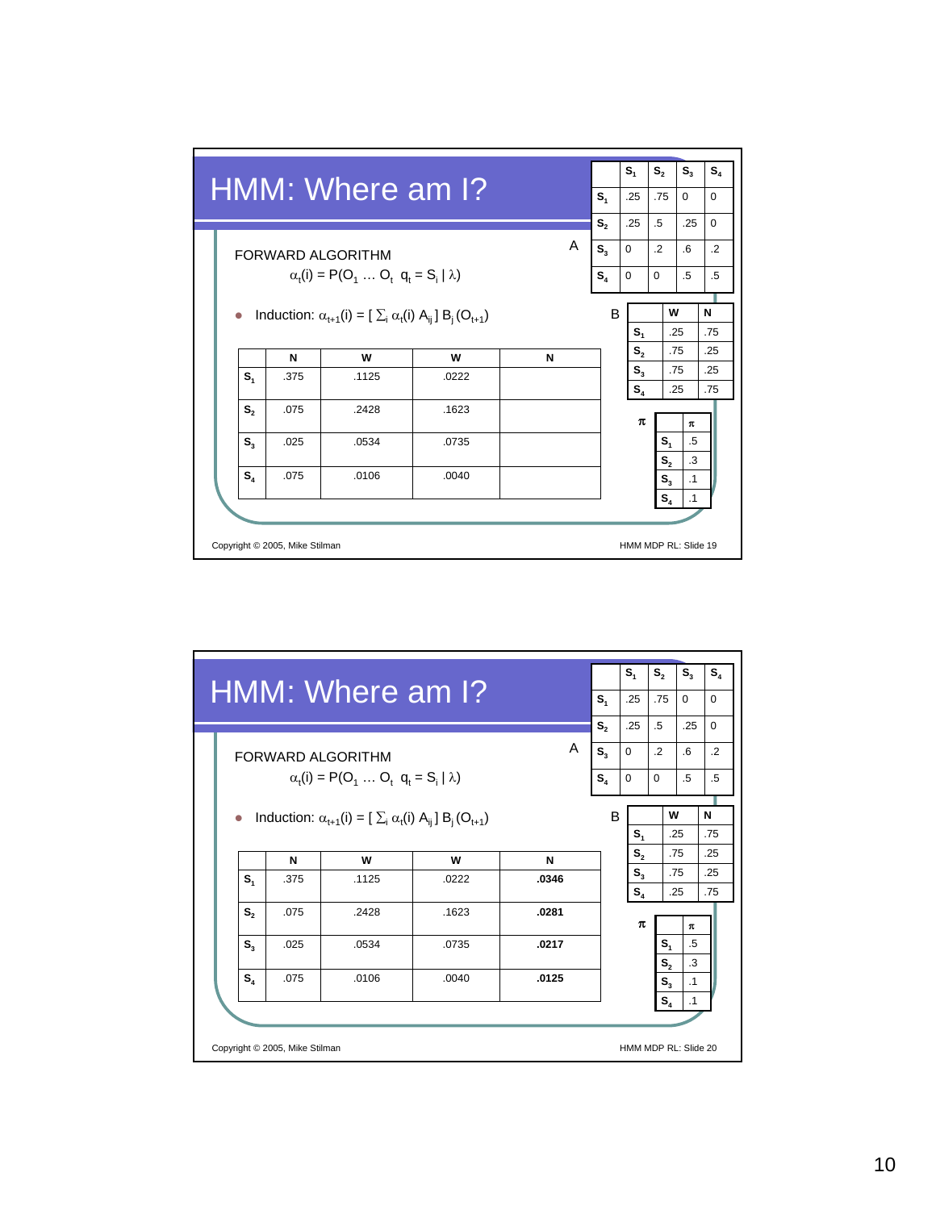# HMM: Where am I?

A

| | $S_1$ | $S_2$ | $S_3$ | $S_4$ |
|---|---|---|---|---|
| $S_1$ | .25 | .75 | 0 | 0 |
| $S_2$ | .25 | .5 | .25 | 0 |
| $S_3$ | 0 | .2 | .6 | .2 |
| $S_4$ | 0 | 0 | .5 | .5 |

B

| | W | N |
|---|---|---|
| $S_1$ | .25 | .75 |
| $S_2$ | .75 | .25 |
| $S_3$ | .75 | .25 |
| $S_4$ | .25 | .75 |

$\pi$

| | $\pi$ |
|---|---|
| $S_1$ | .5 |
| $S_2$ | .3 |
| $S_3$ | .1 |
| $S_4$ | .1 |

FORWARD ALGORITHM

$\alpha_t(i) = P(O_1 \ldots O_t \;\; q_t = S_i \mid \lambda)$

- Induction: $\alpha_{t+1}(i) = [\,\sum_i \alpha_t(i)\, A_{ij}\,]\, B_j\,(O_{t+1})$

| | N | W | W | N |
|---|---|---|---|---|
| $S_1$ | .375 | .1125 | .0222 | |
| $S_2$ | .075 | .2428 | .1623 | |
| $S_3$ | .025 | .0534 | .0735 | |
| $S_4$ | .075 | .0106 | .0040 | |

Copyright © 2005, Mike Stilman

HMM MDP RL: Slide 19

# HMM: Where am I?

A

| | $S_1$ | $S_2$ | $S_3$ | $S_4$ |
|---|---|---|---|---|
| $S_1$ | .25 | .75 | 0 | 0 |
| $S_2$ | .25 | .5 | .25 | 0 |
| $S_3$ | 0 | .2 | .6 | .2 |
| $S_4$ | 0 | 0 | .5 | .5 |

B

| | W | N |
|---|---|---|
| $S_1$ | .25 | .75 |
| $S_2$ | .75 | .25 |
| $S_3$ | .75 | .25 |
| $S_4$ | .25 | .75 |

$\pi$

| | $\pi$ |
|---|---|
| $S_1$ | .5 |
| $S_2$ | .3 |
| $S_3$ | .1 |
| $S_4$ | .1 |

FORWARD ALGORITHM

$\alpha_t(i) = P(O_1 \ldots O_t \;\; q_t = S_i \mid \lambda)$

- Induction: $\alpha_{t+1}(i) = [\,\sum_i \alpha_t(i)\, A_{ij}\,]\, B_j\,(O_{t+1})$

| | N | W | W | N |
|---|---|---|---|---|
| $S_1$ | .375 | .1125 | .0222 | **.0346** |
| $S_2$ | .075 | .2428 | .1623 | **.0281** |
| $S_3$ | .025 | .0534 | .0735 | **.0217** |
| $S_4$ | .075 | .0106 | .0040 | **.0125** |

Copyright © 2005, Mike Stilman

HMM MDP RL: Slide 20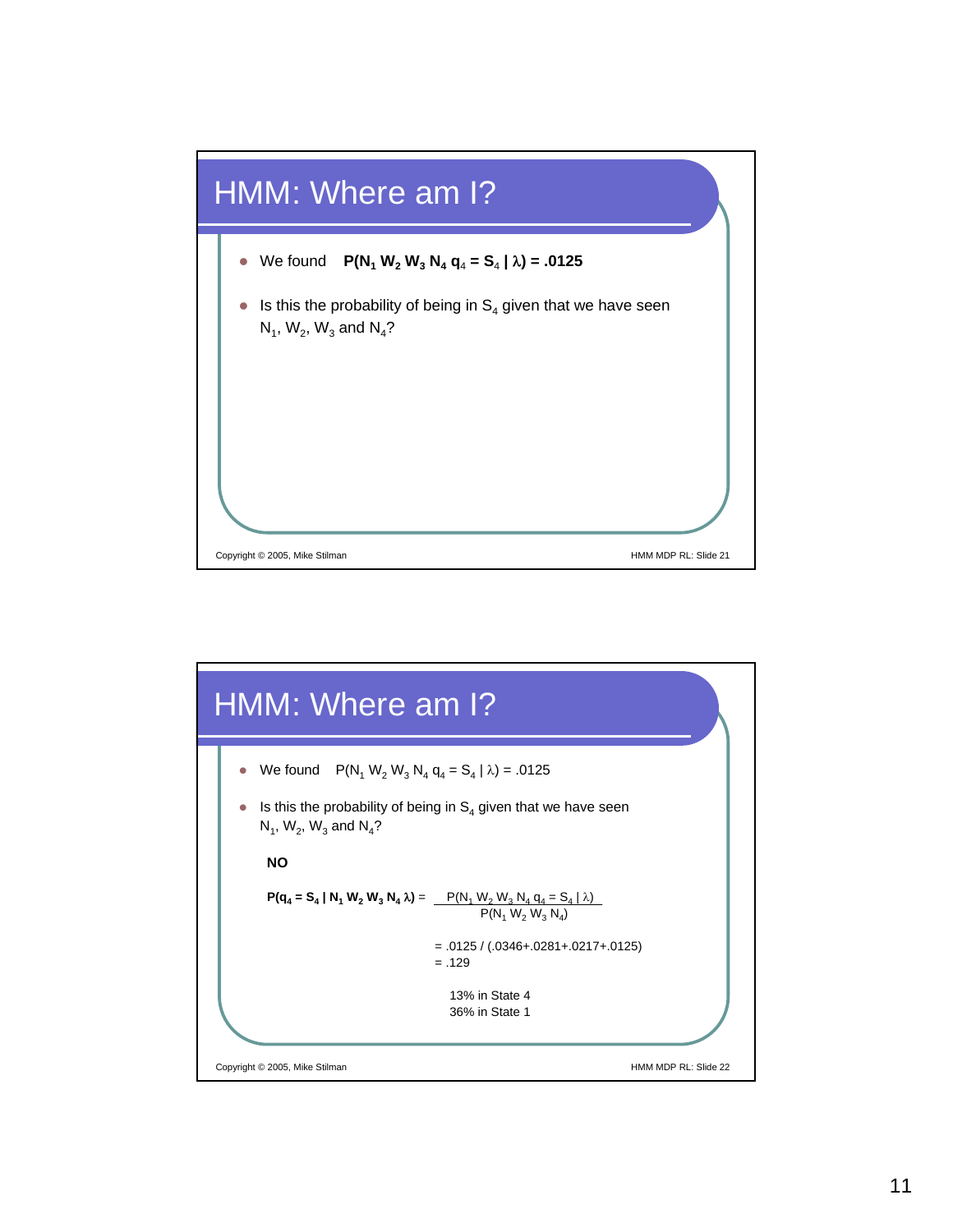# HMM: Where am I?

- We found **$P(N_1\, W_2\, W_3\, N_4\, q_4 = S_4 \mid \lambda) = .0125$**
- Is this the probability of being in $S_4$ given that we have seen $N_1$, $W_2$, $W_3$ and $N_4$?

# HMM: Where am I?

- We found $P(N_1\, W_2\, W_3\, N_4\, q_4 = S_4 \mid \lambda) = .0125$
- Is this the probability of being in $S_4$ given that we have seen $N_1$, $W_2$, $W_3$ and $N_4$?

**NO**

$$\mathbf{P(q_4 = S_4 \mid N_1\, W_2\, W_3\, N_4\, \lambda)} = \frac{P(N_1\, W_2\, W_3\, N_4\, q_4 = S_4 \mid \lambda)}{P(N_1\, W_2\, W_3\, N_4)}$$

$= .0125 / (.0346+.0281+.0217+.0125)$
$= .129$

13% in State 4
36% in State 1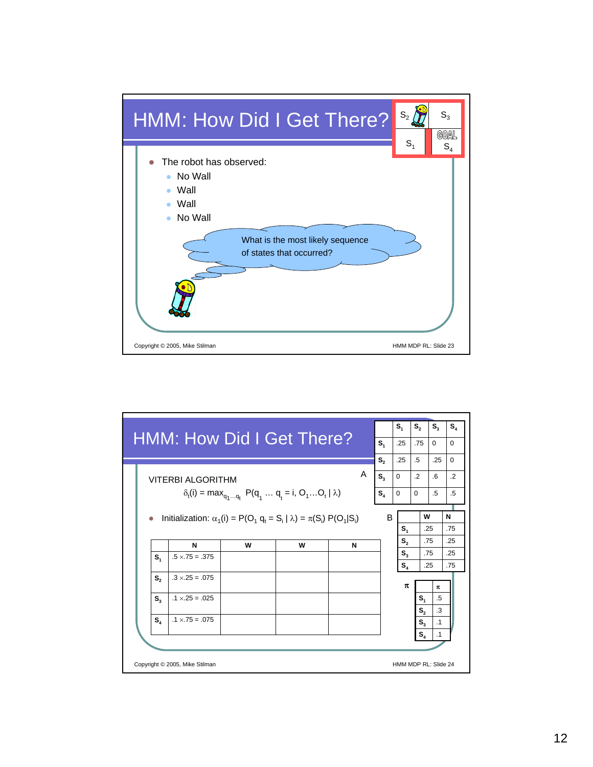# HMM: How Did I Get There?

| $S_2$ | $S_3$ |
|---|---|
| $S_1$ | GOAL $S_4$ |

- The robot has observed:
  - No Wall
  - Wall
  - Wall
  - No Wall

What is the most likely sequence of states that occurred?

# HMM: How Did I Get There?

VITERBI ALGORITHM

$$\delta_t(i) = \max_{q_1 \ldots q_t} P(q_1 \ldots q_t = i, O_1 \ldots O_t \mid \lambda)$$

- Initialization: $\alpha_1(i) = P(O_1\ q_t = S_i \mid \lambda) = \pi(S_i)\ P(O_1 \mid S_i)$

| | N | W | W | N |
|---|---|---|---|---|
| $S_1$ | .5 × .75 = .375 | | | |
| $S_2$ | .3 × .25 = .075 | | | |
| $S_3$ | .1 × .25 = .025 | | | |
| $S_4$ | .1 × .75 = .075 | | | |

A

| | $S_1$ | $S_2$ | $S_3$ | $S_4$ |
|---|---|---|---|---|
| $S_1$ | .25 | .75 | 0 | 0 |
| $S_2$ | .25 | .5 | .25 | 0 |
| $S_3$ | 0 | .2 | .6 | .2 |
| $S_4$ | 0 | 0 | .5 | .5 |

B

| | W | N |
|---|---|---|
| $S_1$ | .25 | .75 |
| $S_2$ | .75 | .25 |
| $S_3$ | .75 | .25 |
| $S_4$ | .25 | .75 |

$\pi$

| | $\pi$ |
|---|---|
| $S_1$ | .5 |
| $S_2$ | .3 |
| $S_3$ | .1 |
| $S_4$ | .1 |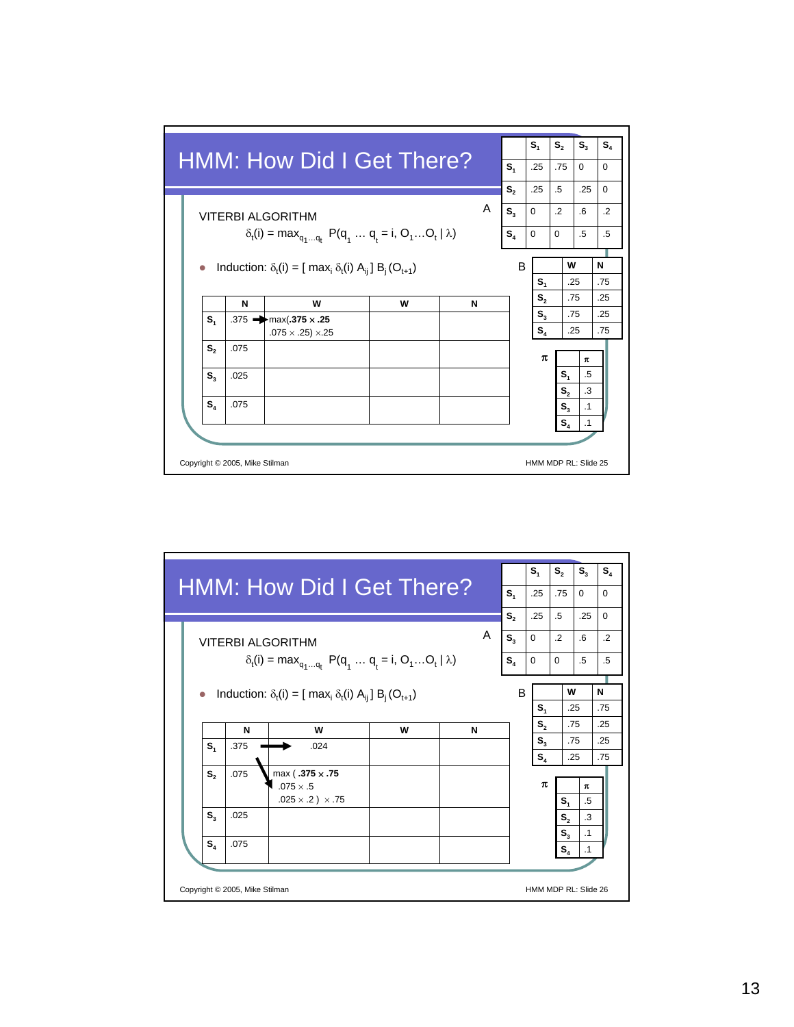# HMM: How Did I Get There?

VITERBI ALGORITHM

$$\delta_t(i) = \max_{q_1 \ldots q_t} P(q_1 \ldots q_t = i, O_1 \ldots O_t \mid \lambda)$$

- Induction: $\delta_t(i) = [\max_i \delta_t(i) A_{ij}] B_j(O_{t+1})$

| | N | W | W | N |
|---|---|---|---|---|
| $S_1$ | .375 | → max(**.375 × .25** .075 × .25) × .25 | | |
| $S_2$ | .075 | | | |
| $S_3$ | .025 | | | |
| $S_4$ | .075 | | | |

A

| | $S_1$ | $S_2$ | $S_3$ | $S_4$ |
|---|---|---|---|---|
| $S_1$ | .25 | .75 | 0 | 0 |
| $S_2$ | .25 | .5 | .25 | 0 |
| $S_3$ | 0 | .2 | .6 | .2 |
| $S_4$ | 0 | 0 | .5 | .5 |

B

| | W | N |
|---|---|---|
| $S_1$ | .25 | .75 |
| $S_2$ | .75 | .25 |
| $S_3$ | .75 | .25 |
| $S_4$ | .25 | .75 |

$\pi$

| | $\pi$ |
|---|---|
| $S_1$ | .5 |
| $S_2$ | .3 |
| $S_3$ | .1 |
| $S_4$ | .1 |

Copyright © 2005, Mike Stilman

HMM MDP RL: Slide 25

# HMM: How Did I Get There?

VITERBI ALGORITHM

$$\delta_t(i) = \max_{q_1 \ldots q_t} P(q_1 \ldots q_t = i, O_1 \ldots O_t \mid \lambda)$$

- Induction: $\delta_t(i) = [\max_i \delta_t(i) A_{ij}] B_j(O_{t+1})$

| | N | W | W | N |
|---|---|---|---|---|
| $S_1$ | .375 | → .024 | | |
| $S_2$ | .075 | max ( **.375 × .75** .075 × .5 .025 × .2 ) × .75 | | |
| $S_3$ | .025 | | | |
| $S_4$ | .075 | | | |

A

| | $S_1$ | $S_2$ | $S_3$ | $S_4$ |
|---|---|---|---|---|
| $S_1$ | .25 | .75 | 0 | 0 |
| $S_2$ | .25 | .5 | .25 | 0 |
| $S_3$ | 0 | .2 | .6 | .2 |
| $S_4$ | 0 | 0 | .5 | .5 |

B

| | W | N |
|---|---|---|
| $S_1$ | .25 | .75 |
| $S_2$ | .75 | .25 |
| $S_3$ | .75 | .25 |
| $S_4$ | .25 | .75 |

$\pi$

| | $\pi$ |
|---|---|
| $S_1$ | .5 |
| $S_2$ | .3 |
| $S_3$ | .1 |
| $S_4$ | .1 |

Copyright © 2005, Mike Stilman

HMM MDP RL: Slide 26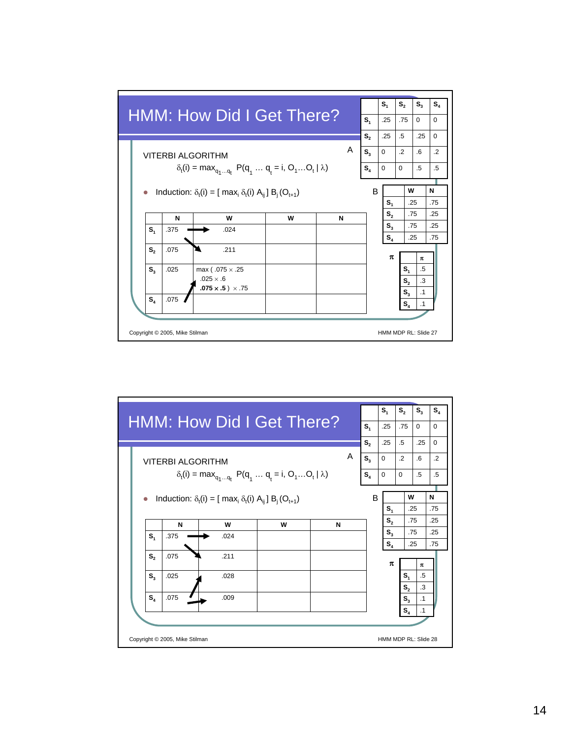# HMM: How Did I Get There?

A

| | $S_1$ | $S_2$ | $S_3$ | $S_4$ |
|---|---|---|---|---|
| $S_1$ | .25 | .75 | 0 | 0 |
| $S_2$ | .25 | .5 | .25 | 0 |
| $S_3$ | 0 | .2 | .6 | .2 |
| $S_4$ | 0 | 0 | .5 | .5 |

VITERBI ALGORITHM

$\delta_t(i) = \max_{q_1 \ldots q_t} P(q_1 \ldots q_t = i, O_1 \ldots O_t \mid \lambda)$

- Induction: $\delta_t(i) = [\max_i \delta_t(i) A_{ij}] B_j(O_{t+1})$

B

| | W | N |
|---|---|---|
| $S_1$ | .25 | .75 |
| $S_2$ | .75 | .25 |
| $S_3$ | .75 | .25 |
| $S_4$ | .25 | .75 |

$\pi$

| | $\pi$ |
|---|---|
| $S_1$ | .5 |
| $S_2$ | .3 |
| $S_3$ | .1 |
| $S_4$ | .1 |

| | N | W | W | N |
|---|---|---|---|---|
| $S_1$ | .375 | .024 | | |
| $S_2$ | .075 | .211 | | |
| $S_3$ | .025 | max ( .075 × .25<br>.025 × .6<br>**.075 × .5** ) × .75 | | |
| $S_4$ | .075 | | | |

Copyright © 2005, Mike Stilman

# HMM: How Did I Get There?

A

| | $S_1$ | $S_2$ | $S_3$ | $S_4$ |
|---|---|---|---|---|
| $S_1$ | .25 | .75 | 0 | 0 |
| $S_2$ | .25 | .5 | .25 | 0 |
| $S_3$ | 0 | .2 | .6 | .2 |
| $S_4$ | 0 | 0 | .5 | .5 |

VITERBI ALGORITHM

$\delta_t(i) = \max_{q_1 \ldots q_t} P(q_1 \ldots q_t = i, O_1 \ldots O_t \mid \lambda)$

- Induction: $\delta_t(i) = [\max_i \delta_t(i) A_{ij}] B_j(O_{t+1})$

B

| | W | N |
|---|---|---|
| $S_1$ | .25 | .75 |
| $S_2$ | .75 | .25 |
| $S_3$ | .75 | .25 |
| $S_4$ | .25 | .75 |

$\pi$

| | $\pi$ |
|---|---|
| $S_1$ | .5 |
| $S_2$ | .3 |
| $S_3$ | .1 |
| $S_4$ | .1 |

| | N | W | W | N |
|---|---|---|---|---|
| $S_1$ | .375 | .024 | | |
| $S_2$ | .075 | .211 | | |
| $S_3$ | .025 | .028 | | |
| $S_4$ | .075 | .009 | | |

Copyright © 2005, Mike Stilman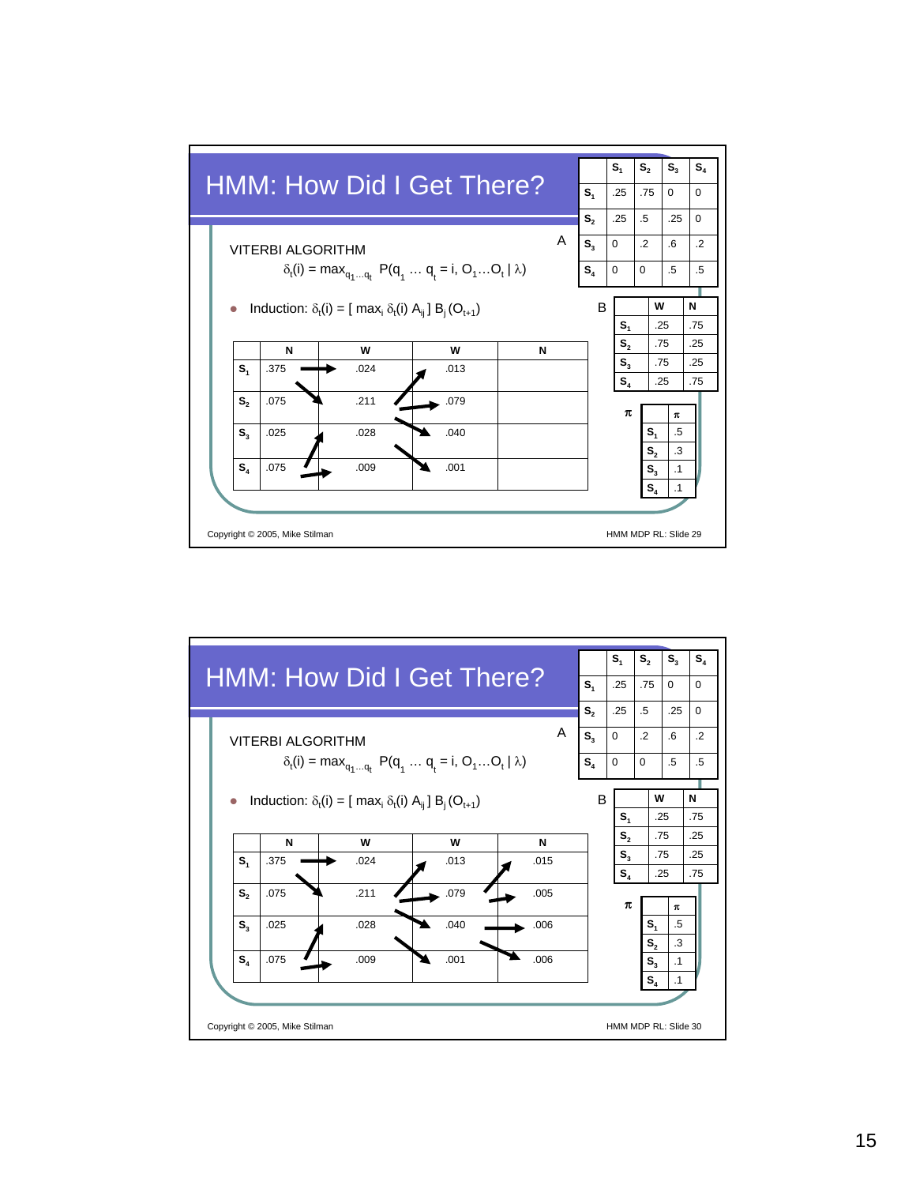# HMM: How Did I Get There?

VITERBI ALGORITHM

$\delta_t(i) = \max_{q_1 \ldots q_t} P(q_1 \ldots q_t = i, O_1 \ldots O_t \mid \lambda)$

- Induction: $\delta_t(i) = [\max_i \delta_t(i) A_{ij}] B_j(O_{t+1})$

A

| | $S_1$ | $S_2$ | $S_3$ | $S_4$ |
|---|---|---|---|---|
| $S_1$ | .25 | .75 | 0 | 0 |
| $S_2$ | .25 | .5 | .25 | 0 |
| $S_3$ | 0 | .2 | .6 | .2 |
| $S_4$ | 0 | 0 | .5 | .5 |

B

| | W | N |
|---|---|---|
| $S_1$ | .25 | .75 |
| $S_2$ | .75 | .25 |
| $S_3$ | .75 | .25 |
| $S_4$ | .25 | .75 |

$\pi$

| | $\pi$ |
|---|---|
| $S_1$ | .5 |
| $S_2$ | .3 |
| $S_3$ | .1 |
| $S_4$ | .1 |

| | N | W | W | N |
|---|---|---|---|---|
| $S_1$ | .375 | .024 | .013 | |
| $S_2$ | .075 | .211 | .079 | |
| $S_3$ | .025 | .028 | .040 | |
| $S_4$ | .075 | .009 | .001 | |

Copyright © 2005, Mike Stilman

# HMM: How Did I Get There?

VITERBI ALGORITHM

$\delta_t(i) = \max_{q_1 \ldots q_t} P(q_1 \ldots q_t = i, O_1 \ldots O_t \mid \lambda)$

- Induction: $\delta_t(i) = [\max_i \delta_t(i) A_{ij}] B_j(O_{t+1})$

A

| | $S_1$ | $S_2$ | $S_3$ | $S_4$ |
|---|---|---|---|---|
| $S_1$ | .25 | .75 | 0 | 0 |
| $S_2$ | .25 | .5 | .25 | 0 |
| $S_3$ | 0 | .2 | .6 | .2 |
| $S_4$ | 0 | 0 | .5 | .5 |

B

| | W | N |
|---|---|---|
| $S_1$ | .25 | .75 |
| $S_2$ | .75 | .25 |
| $S_3$ | .75 | .25 |
| $S_4$ | .25 | .75 |

$\pi$

| | $\pi$ |
|---|---|
| $S_1$ | .5 |
| $S_2$ | .3 |
| $S_3$ | .1 |
| $S_4$ | .1 |

| | N | W | W | N |
|---|---|---|---|---|
| $S_1$ | .375 | .024 | .013 | .015 |
| $S_2$ | .075 | .211 | .079 | .005 |
| $S_3$ | .025 | .028 | .040 | .006 |
| $S_4$ | .075 | .009 | .001 | .006 |

Copyright © 2005, Mike Stilman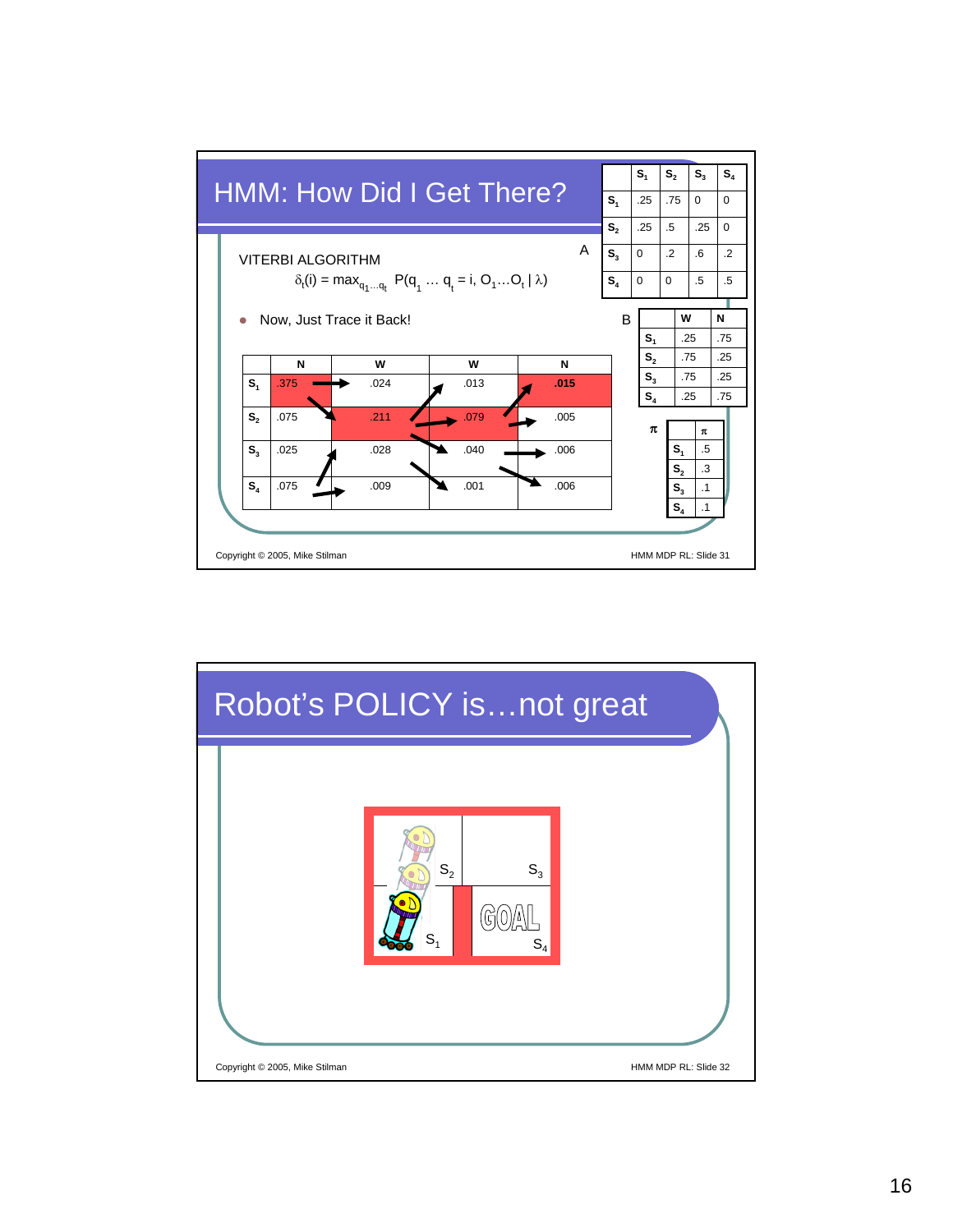# HMM: How Did I Get There?

VITERBI ALGORITHM

$$\delta_t(i) = \max_{q_1 \ldots q_t} P(q_1 \ldots q_t = i, O_1 \ldots O_t \mid \lambda)$$

- Now, Just Trace it Back!

| | N | W | W | N |
|---|---|---|---|---|
| $S_1$ | .375 | .024 | .013 | **.015** |
| $S_2$ | .075 | .211 | .079 | .005 |
| $S_3$ | .025 | .028 | .040 | .006 |
| $S_4$ | .075 | .009 | .001 | .006 |

A

| | $S_1$ | $S_2$ | $S_3$ | $S_4$ |
|---|---|---|---|---|
| $S_1$ | .25 | .75 | 0 | 0 |
| $S_2$ | .25 | .5 | .25 | 0 |
| $S_3$ | 0 | .2 | .6 | .2 |
| $S_4$ | 0 | 0 | .5 | .5 |

B

| | W | N |
|---|---|---|
| $S_1$ | .25 | .75 |
| $S_2$ | .75 | .25 |
| $S_3$ | .75 | .25 |
| $S_4$ | .25 | .75 |

$\pi$

| | $\pi$ |
|---|---|
| $S_1$ | .5 |
| $S_2$ | .3 |
| $S_3$ | .1 |
| $S_4$ | .1 |

Copyright © 2005, Mike Stilman

# Robot's POLICY is…not great

$S_2$ $S_3$ $S_1$ GOAL $S_4$

Copyright © 2005, Mike Stilman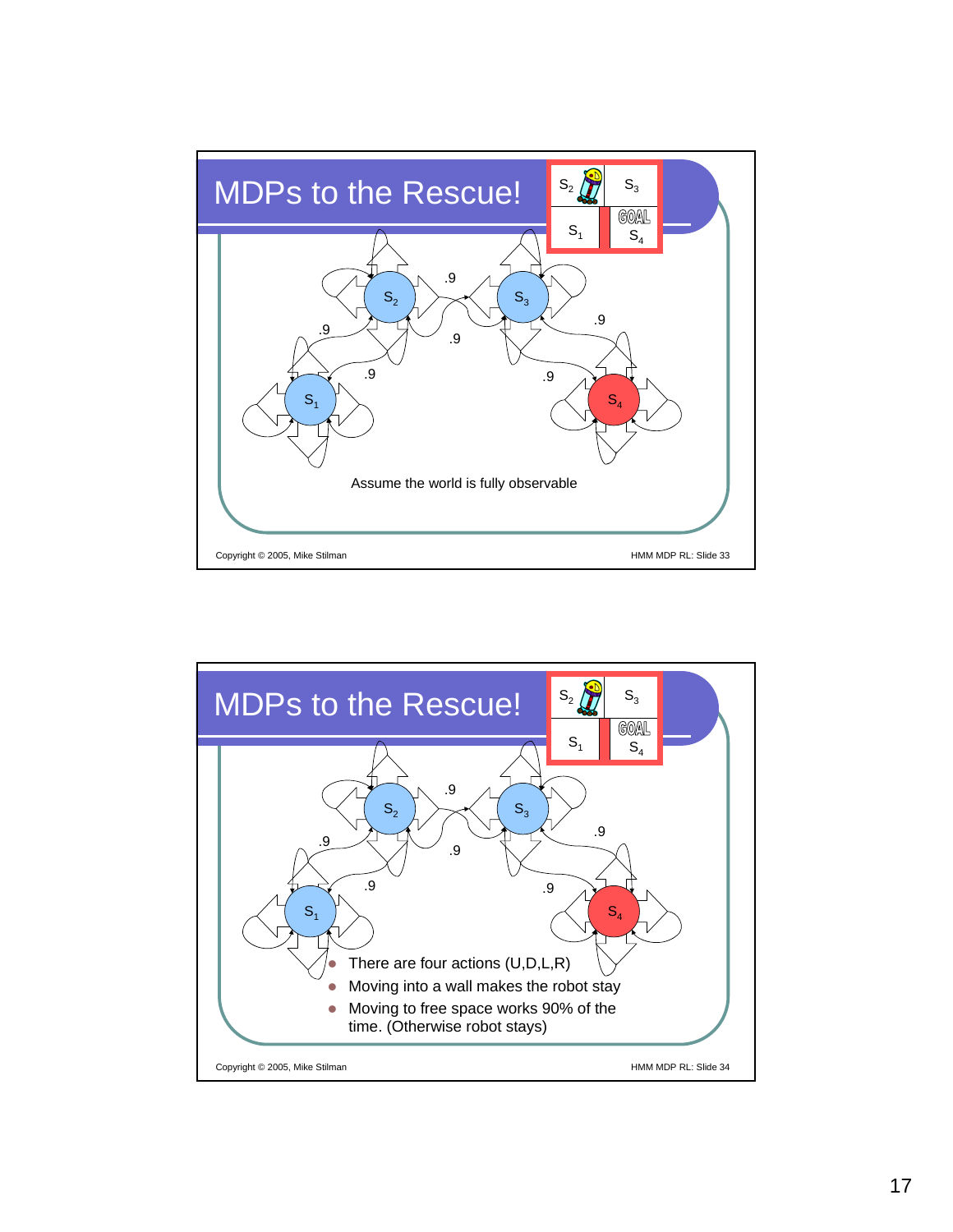# MDPs to the Rescue!

$S_2$ | $S_3$
$S_1$ | GOAL $S_4$

Assume the world is fully observable

Copyright © 2005, Mike Stilman

HMM MDP RL: Slide 33

# MDPs to the Rescue!

$S_2$ | $S_3$
$S_1$ | GOAL $S_4$

- There are four actions (U,D,L,R)
- Moving into a wall makes the robot stay
- Moving to free space works 90% of the time. (Otherwise robot stays)

Copyright © 2005, Mike Stilman

HMM MDP RL: Slide 34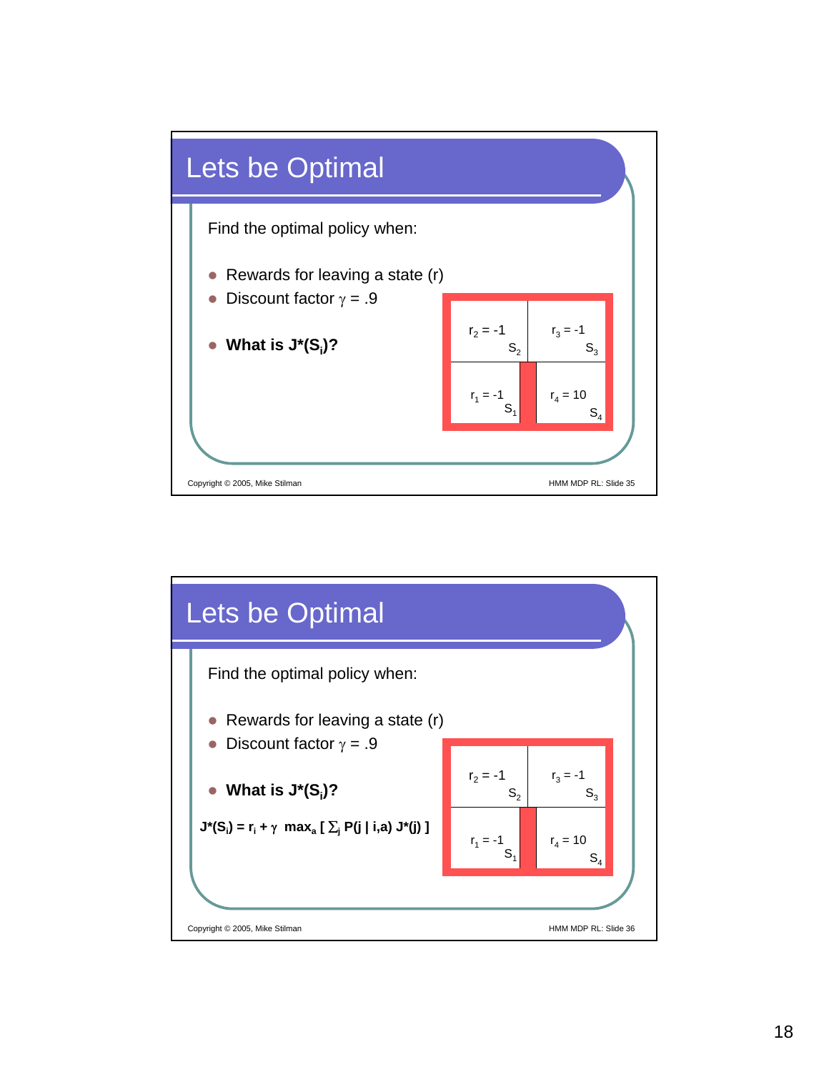## Lets be Optimal

Find the optimal policy when:

- Rewards for leaving a state (r)
- Discount factor $\gamma = .9$
- **What is $J^*(S_i)$?**

| $r_2 = -1$ $S_2$ | $r_3 = -1$ $S_3$ |
|---|---|
| $r_1 = -1$ $S_1$ | $r_4 = 10$ $S_4$ |

## Lets be Optimal

Find the optimal policy when:

- Rewards for leaving a state (r)
- Discount factor $\gamma = .9$
- **What is $J^*(S_i)$?**

$$J^*(S_i) = r_i + \gamma \max_a \left[ \sum_j P(j \mid i,a) J^*(j) \right]$$

| $r_2 = -1$ $S_2$ | $r_3 = -1$ $S_3$ |
|---|---|
| $r_1 = -1$ $S_1$ | $r_4 = 10$ $S_4$ |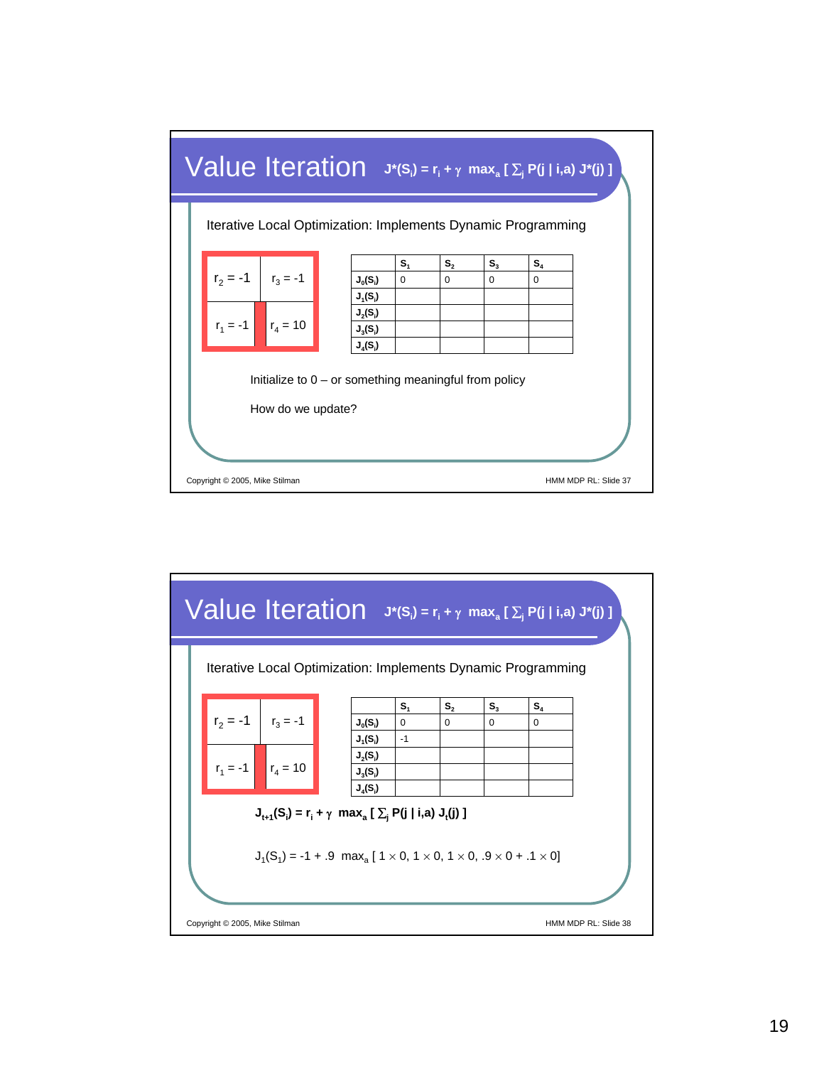## Value Iteration $J^*(S_i) = r_i + \gamma \max_a [\sum_j P(j \mid i,a) J^*(j)]$

Iterative Local Optimization: Implements Dynamic Programming

| $r_2 = -1$ | $r_3 = -1$ |
|---|---|
| $r_1 = -1$ | $r_4 = 10$ |

| | $S_1$ | $S_2$ | $S_3$ | $S_4$ |
|---|---|---|---|---|
| $J_0(S_i)$ | 0 | 0 | 0 | 0 |
| $J_1(S_i)$ | | | | |
| $J_2(S_i)$ | | | | |
| $J_3(S_i)$ | | | | |
| $J_4(S_i)$ | | | | |

Initialize to 0 – or something meaningful from policy

How do we update?

Copyright © 2005, Mike Stilman — HMM MDP RL: Slide 37

## Value Iteration $J^*(S_i) = r_i + \gamma \max_a [\sum_j P(j \mid i,a) J^*(j)]$

Iterative Local Optimization: Implements Dynamic Programming

| $r_2 = -1$ | $r_3 = -1$ |
|---|---|
| $r_1 = -1$ | $r_4 = 10$ |

| | $S_1$ | $S_2$ | $S_3$ | $S_4$ |
|---|---|---|---|---|
| $J_0(S_i)$ | 0 | 0 | 0 | 0 |
| $J_1(S_i)$ | -1 | | | |
| $J_2(S_i)$ | | | | |
| $J_3(S_i)$ | | | | |
| $J_4(S_i)$ | | | | |

$$J_{t+1}(S_i) = r_i + \gamma \max_a [\sum_j P(j \mid i,a) J_t(j)]$$

$$J_1(S_1) = -1 + .9 \max_a [1 \times 0, 1 \times 0, 1 \times 0, .9 \times 0 + .1 \times 0]$$

Copyright © 2005, Mike Stilman — HMM MDP RL: Slide 38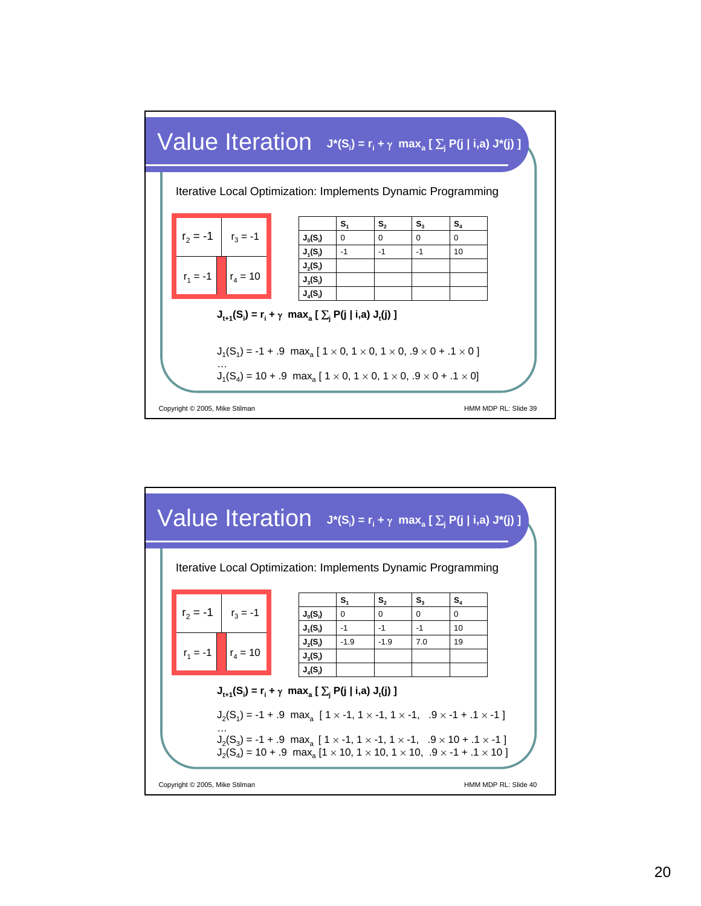## Value Iteration $J^*(S_i) = r_i + \gamma \max_a [ \sum_j P(j \mid i,a) J^*(j) ]$

Iteration Local Optimization: Implements Dynamic Programming

| $r_2 = -1$ | $r_3 = -1$ |
|---|---|
| $r_1 = -1$ | $r_4 = 10$ |

| | $S_1$ | $S_2$ | $S_3$ | $S_4$ |
|---|---|---|---|---|
| $J_0(S_i)$ | 0 | 0 | 0 | 0 |
| $J_1(S_i)$ | -1 | -1 | -1 | 10 |
| $J_2(S_i)$ | | | | |
| $J_3(S_i)$ | | | | |
| $J_4(S_i)$ | | | | |

$$J_{t+1}(S_i) = r_i + \gamma \max_a [ \sum_j P(j \mid i,a) J_t(j) ]$$

$J_1(S_1) = -1 + .9 \max_a [ 1 \times 0, 1 \times 0, 1 \times 0, .9 \times 0 + .1 \times 0 ]$

…

$J_1(S_4) = 10 + .9 \max_a [ 1 \times 0, 1 \times 0, 1 \times 0, .9 \times 0 + .1 \times 0]$

Copyright © 2005, Mike Stilman

HMM MDP RL: Slide 39

## Value Iteration $J^*(S_i) = r_i + \gamma \max_a [ \sum_j P(j \mid i,a) J^*(j) ]$

Iteration Local Optimization: Implements Dynamic Programming

| $r_2 = -1$ | $r_3 = -1$ |
|---|---|
| $r_1 = -1$ | $r_4 = 10$ |

| | $S_1$ | $S_2$ | $S_3$ | $S_4$ |
|---|---|---|---|---|
| $J_0(S_i)$ | 0 | 0 | 0 | 0 |
| $J_1(S_i)$ | -1 | -1 | -1 | 10 |
| $J_2(S_i)$ | -1.9 | -1.9 | 7.0 | 19 |
| $J_3(S_i)$ | | | | |
| $J_4(S_i)$ | | | | |

$$J_{t+1}(S_i) = r_i + \gamma \max_a [ \sum_j P(j \mid i,a) J_t(j) ]$$

$J_2(S_1) = -1 + .9 \max_a [ 1 \times -1, 1 \times -1, 1 \times -1, .9 \times -1 + .1 \times -1 ]$

…

$J_2(S_3) = -1 + .9 \max_a [ 1 \times -1, 1 \times -1, 1 \times -1, .9 \times 10 + .1 \times -1 ]$

$J_2(S_4) = 10 + .9 \max_a [1 \times 10, 1 \times 10, 1 \times 10, .9 \times -1 + .1 \times 10 ]$

Copyright © 2005, Mike Stilman

HMM MDP RL: Slide 40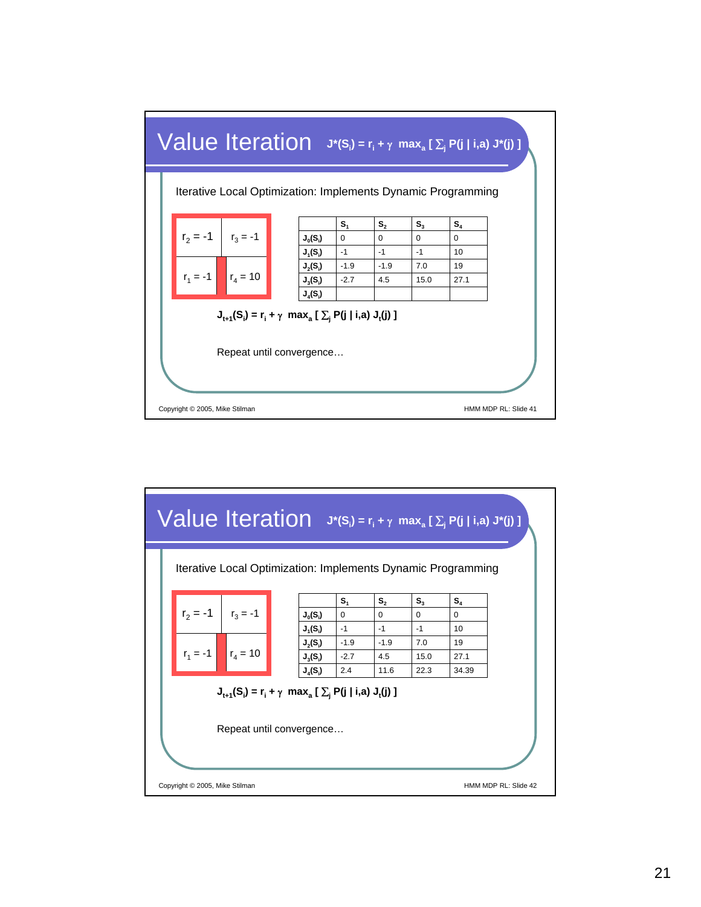## Value Iteration

$J^*(S_i) = r_i + \gamma \max_a [ \sum_j P(j \mid i,a) J^*(j) ]$

Iterative Local Optimization: Implements Dynamic Programming

| $r_2 = -1$ | $r_3 = -1$ |
|---|---|
| $r_1 = -1$ | $r_4 = 10$ |

| | $S_1$ | $S_2$ | $S_3$ | $S_4$ |
|---|---|---|---|---|
| $J_0(S_i)$ | 0 | 0 | 0 | 0 |
| $J_1(S_i)$ | -1 | -1 | -1 | 10 |
| $J_2(S_i)$ | -1.9 | -1.9 | 7.0 | 19 |
| $J_3(S_i)$ | -2.7 | 4.5 | 15.0 | 27.1 |
| $J_4(S_i)$ | | | | |

$J_{t+1}(S_i) = r_i + \gamma \max_a [ \sum_j P(j \mid i,a) J_t(j) ]$

Repeat until convergence…

Copyright © 2005, Mike Stilman

HMM MDP RL: Slide 41

## Value Iteration

$J^*(S_i) = r_i + \gamma \max_a [ \sum_j P(j \mid i,a) J^*(j) ]$

Iterative Local Optimization: Implements Dynamic Programming

| $r_2 = -1$ | $r_3 = -1$ |
|---|---|
| $r_1 = -1$ | $r_4 = 10$ |

| | $S_1$ | $S_2$ | $S_3$ | $S_4$ |
|---|---|---|---|---|
| $J_0(S_i)$ | 0 | 0 | 0 | 0 |
| $J_1(S_i)$ | -1 | -1 | -1 | 10 |
| $J_2(S_i)$ | -1.9 | -1.9 | 7.0 | 19 |
| $J_3(S_i)$ | -2.7 | 4.5 | 15.0 | 27.1 |
| $J_4(S_i)$ | 2.4 | 11.6 | 22.3 | 34.39 |

$J_{t+1}(S_i) = r_i + \gamma \max_a [ \sum_j P(j \mid i,a) J_t(j) ]$

Repeat until convergence…

Copyright © 2005, Mike Stilman

HMM MDP RL: Slide 42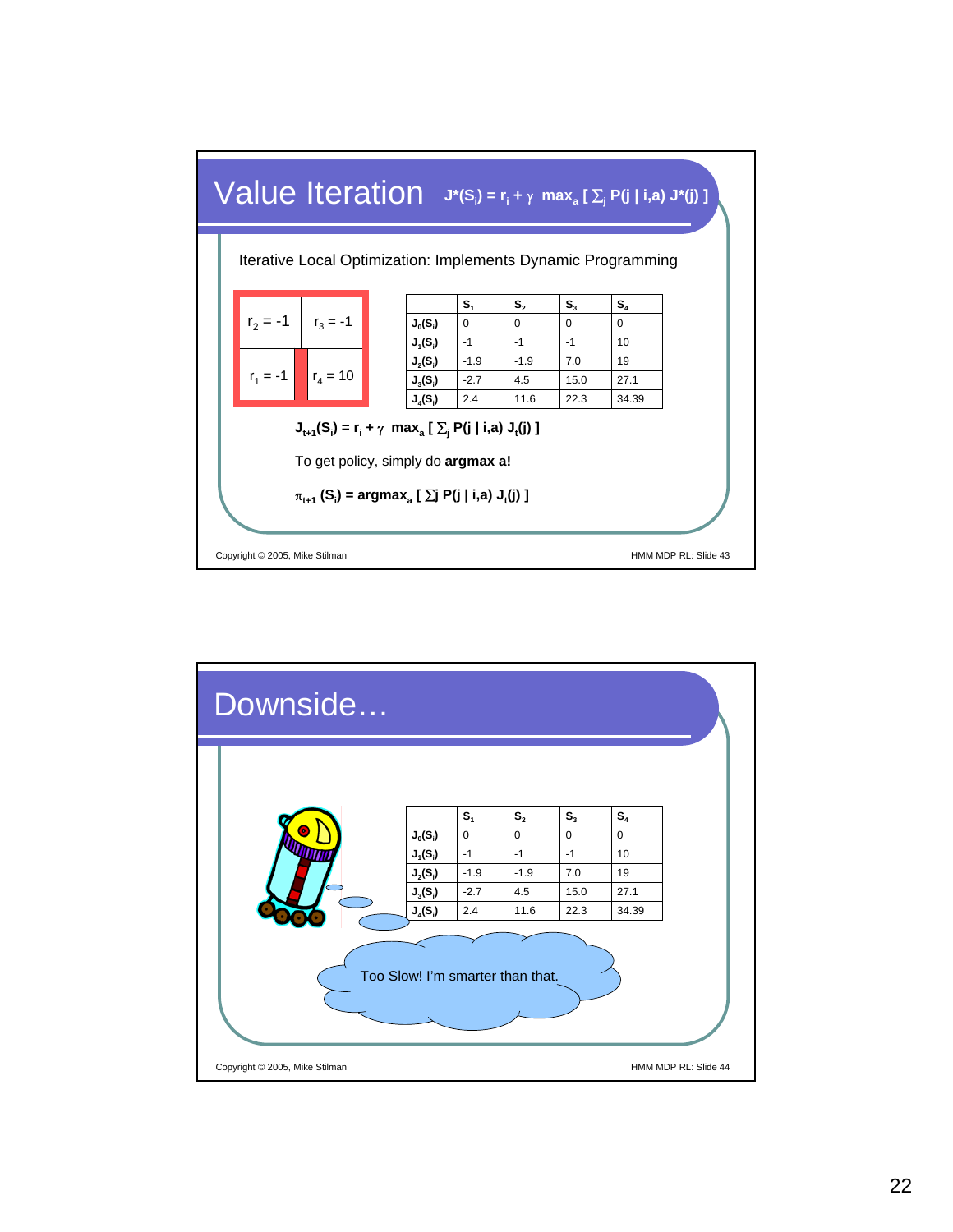## Value Iteration $J^*(S_i) = r_i + \gamma \max_a [ \sum_j P(j \mid i,a) J^*(j) ]$

Iterative Local Optimization: Implements Dynamic Programming

| $r_2 = -1$ | $r_3 = -1$ |
|---|---|
| $r_1 = -1$ | $r_4 = 10$ |

| | $S_1$ | $S_2$ | $S_3$ | $S_4$ |
|---|---|---|---|---|
| $J_0(S_i)$ | 0 | 0 | 0 | 0 |
| $J_1(S_i)$ | -1 | -1 | -1 | 10 |
| $J_2(S_i)$ | -1.9 | -1.9 | 7.0 | 19 |
| $J_3(S_i)$ | -2.7 | 4.5 | 15.0 | 27.1 |
| $J_4(S_i)$ | 2.4 | 11.6 | 22.3 | 34.39 |

$J_{t+1}(S_i) = r_i + \gamma \max_a [ \sum_j P(j \mid i,a) J_t(j) ]$

To get policy, simply do **argmax a!**

$\pi_{t+1}(S_i) = \text{argmax}_a [ \sum j \, P(j \mid i,a) J_t(j) ]$

Copyright © 2005, Mike Stilman

## Downside…

| | $S_1$ | $S_2$ | $S_3$ | $S_4$ |
|---|---|---|---|---|
| $J_0(S_i)$ | 0 | 0 | 0 | 0 |
| $J_1(S_i)$ | -1 | -1 | -1 | 10 |
| $J_2(S_i)$ | -1.9 | -1.9 | 7.0 | 19 |
| $J_3(S_i)$ | -2.7 | 4.5 | 15.0 | 27.1 |
| $J_4(S_i)$ | 2.4 | 11.6 | 22.3 | 34.39 |

Too Slow! I'm smarter than that.

Copyright © 2005, Mike Stilman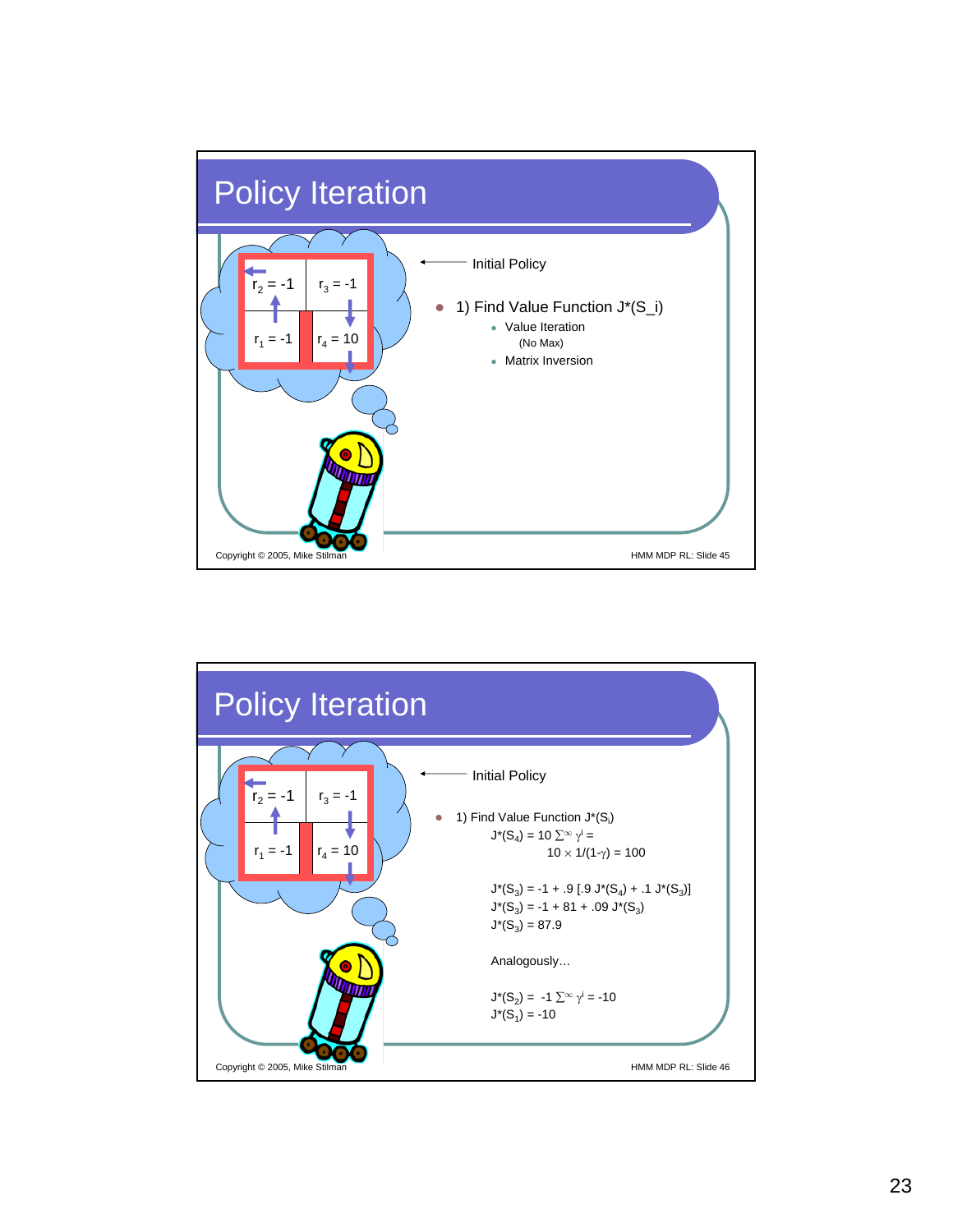## Policy Iteration

$r_2 = -1$ | $r_3 = -1$

$r_1 = -1$ | $r_4 = 10$

Initial Policy

- 1) Find Value Function J*(S_i)
  - Value Iteration
    (No Max)
  - Matrix Inversion

Copyright © 2005, Mike Stilman

## Policy Iteration

$r_2 = -1$ | $r_3 = -1$

$r_1 = -1$ | $r_4 = 10$

Initial Policy

- 1) Find Value Function $J^*(S_i)$

  $J^*(S_4) = 10 \sum^{\infty} \gamma^i =$

  $10 \times 1/(1-\gamma) = 100$

  $J^*(S_3) = -1 + .9\,[.9\, J^*(S_4) + .1\, J^*(S_3)]$

  $J^*(S_3) = -1 + 81 + .09\, J^*(S_3)$

  $J^*(S_3) = 87.9$

  Analogously…

  $J^*(S_2) = -1 \sum^{\infty} \gamma^i = -10$

  $J^*(S_1) = -10$

Copyright © 2005, Mike Stilman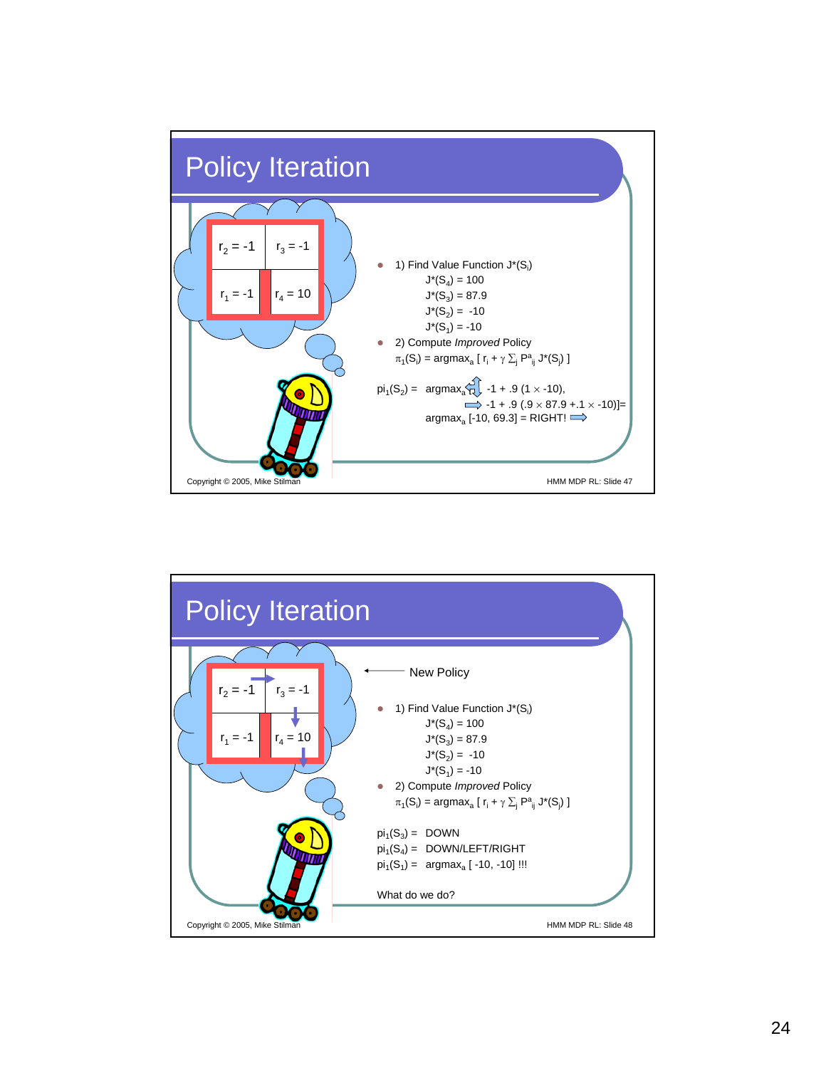# Policy Iteration

| $r_2 = -1$ | $r_3 = -1$ |
|---|---|
| $r_1 = -1$ | $r_4 = 10$ |

- 1) Find Value Function $J^*(S_i)$
  - $J^*(S_4) = 100$
  - $J^*(S_3) = 87.9$
  - $J^*(S_2) = -10$
  - $J^*(S_1) = -10$
- 2) Compute *Improved* Policy
  - $\pi_1(S_i) = \text{argmax}_a [\ r_i + \gamma \sum_j P^a_{ij} J^*(S_j)\ ]$

$pi_1(S_2) = \text{argmax}_a$ ⇕ $-1 + .9\ (1 \times -10)$,
⇒ $-1 + .9\ (.9 \times 87.9 + .1 \times -10)] =$
$\text{argmax}_a\ [-10, 69.3]$ = RIGHT! ⇒

Copyright © 2005, Mike Stilman

HMM MDP RL: Slide 47

# Policy Iteration

| $r_2 = -1$ → | $r_3 = -1$ ↓ |
|---|---|
| $r_1 = -1$ | $r_4 = 10$ ↓ |

← New Policy

- 1) Find Value Function $J^*(S_i)$
  - $J^*(S_4) = 100$
  - $J^*(S_3) = 87.9$
  - $J^*(S_2) = -10$
  - $J^*(S_1) = -10$
- 2) Compute *Improved* Policy
  - $\pi_1(S_i) = \text{argmax}_a [\ r_i + \gamma \sum_j P^a_{ij} J^*(S_j)\ ]$

$pi_1(S_3) =$ DOWN
$pi_1(S_4) =$ DOWN/LEFT/RIGHT
$pi_1(S_1) = \text{argmax}_a\ [-10, -10]$ !!!

What do we do?

Copyright © 2005, Mike Stilman

HMM MDP RL: Slide 48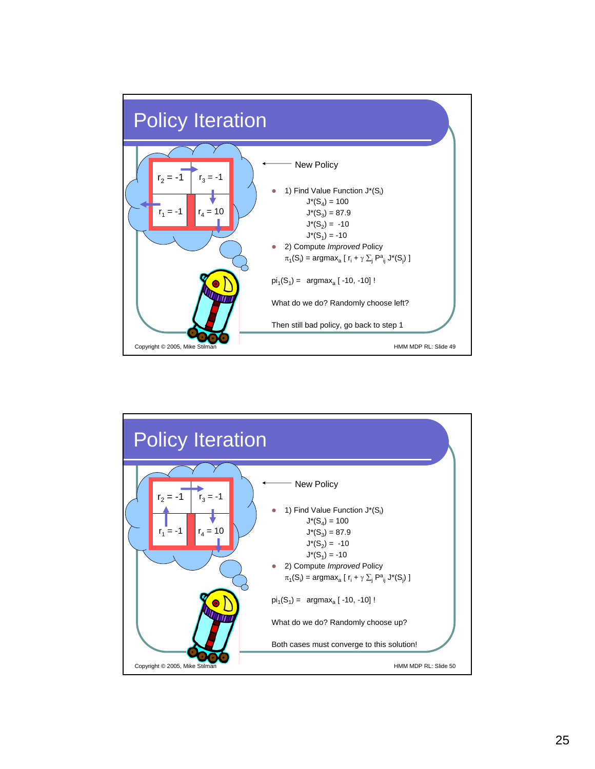# Policy Iration

$r_2 = -1$ | $r_3 = -1$

$r_1 = -1$ | $r_4 = 10$

← New Policy

- 1) Find Value Function $J^*(S_i)$
  - $J^*(S_4) = 100$
  - $J^*(S_3) = 87.9$
  - $J^*(S_2) = -10$
  - $J^*(S_1) = -10$
- 2) Compute *Improved* Policy
  - $\pi_1(S_i) = \text{argmax}_a [\, r_i + \gamma \sum_j P^a_{ij} J^*(S_j) \,]$

$pi_1(S_1) = \text{argmax}_a [\,-10, -10]$ !

What do we do? Randomly choose left?

Then still bad policy, go back to step 1

Copyright © 2005, Mike Stilman

# Policy Iteration

$r_2 = -1$ | $r_3 = -1$

$r_1 = -1$ | $r_4 = 10$

← New Policy

- 1) Find Value Function $J^*(S_i)$
  - $J^*(S_4) = 100$
  - $J^*(S_3) = 87.9$
  - $J^*(S_2) = -10$
  - $J^*(S_1) = -10$
- 2) Compute *Improved* Policy
  - $\pi_1(S_i) = \text{argmax}_a [\, r_i + \gamma \sum_j P^a_{ij} J^*(S_j) \,]$

$pi_1(S_1) = \text{argmax}_a [\,-10, -10]$ !

What do we do? Randomly choose up?

Both cases must converge to this solution!

Copyright © 2005, Mike Stilman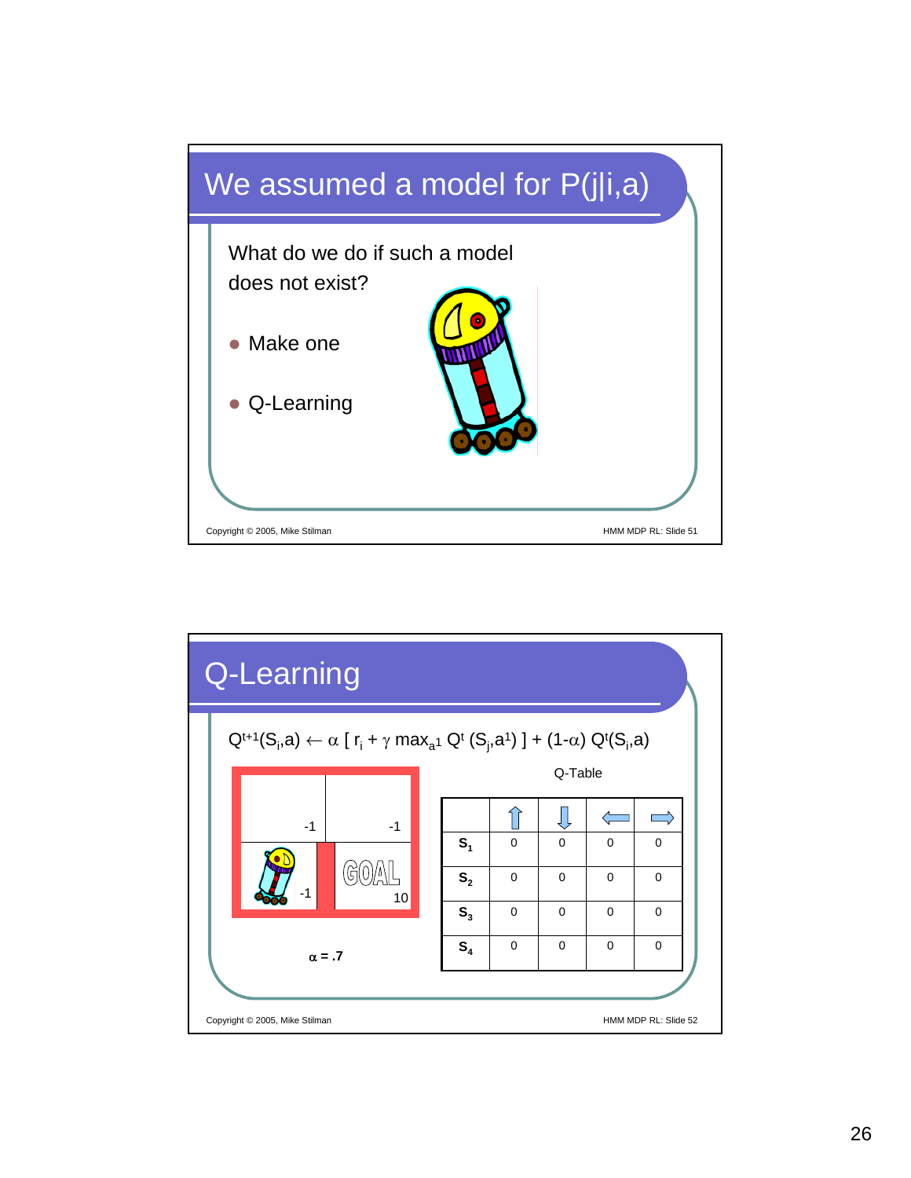## We assumed a model for P(j|i,a)

What do we do if such a model does not exist?

- Make one
- Q-Learning

## Q-Learning

$$Q^{t+1}(S_i,a) \leftarrow \alpha\,[\,r_i + \gamma \max_{a^1} Q^t(S_j,a^1)\,] + (1-\alpha)\, Q^t(S_i,a)$$

| -1 | -1 |
|---|---|
| -1 | GOAL 10 |

$\alpha = .7$

Q-Table

| | ↑ | ↓ | ← | → |
|---|---|---|---|---|
| $S_1$ | 0 | 0 | 0 | 0 |
| $S_2$ | 0 | 0 | 0 | 0 |
| $S_3$ | 0 | 0 | 0 | 0 |
| $S_4$ | 0 | 0 | 0 | 0 |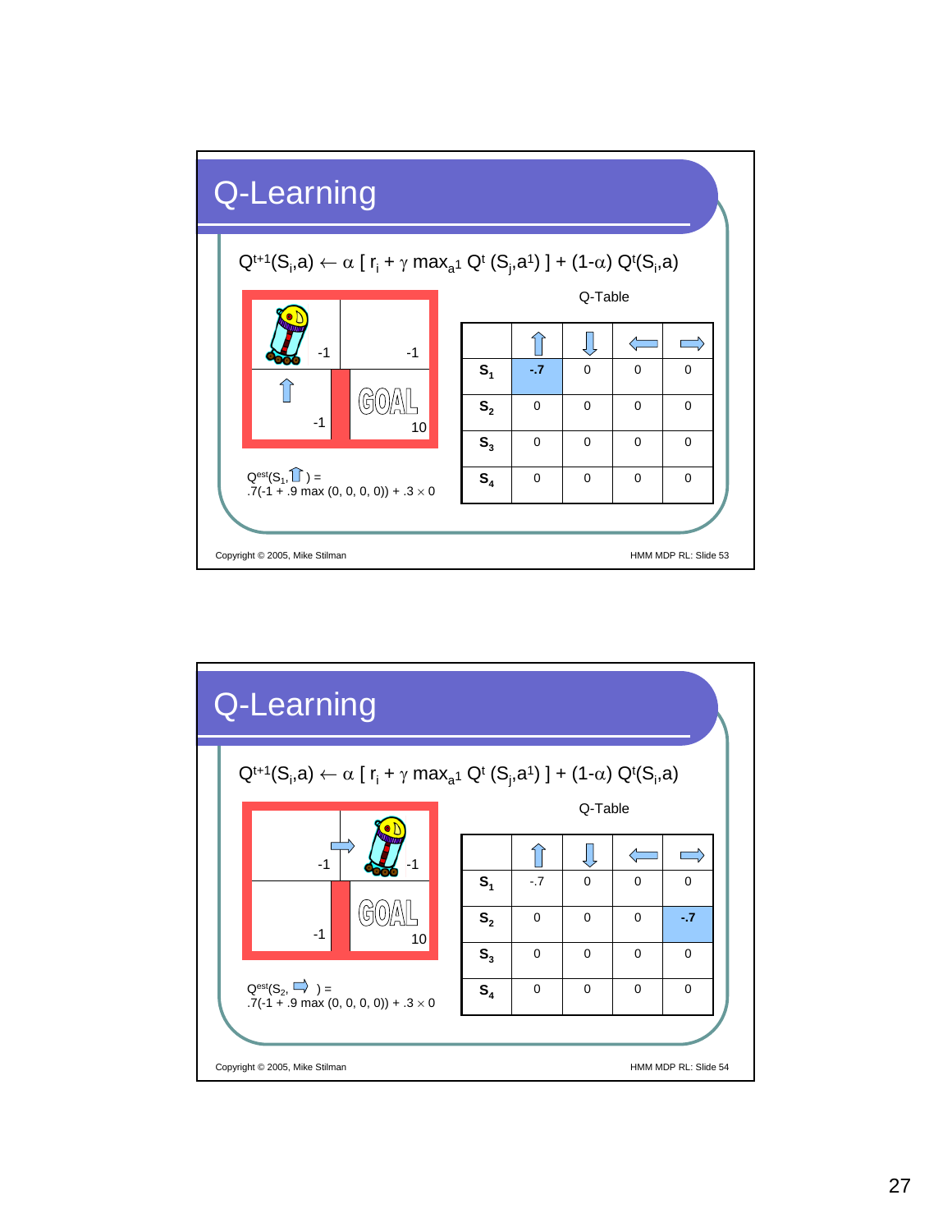## Q-Learning

$$Q^{t+1}(S_i,a) \leftarrow \alpha\,[\,r_i + \gamma \max_{a^1} Q^t(S_j,a^1)\,] + (1-\alpha)\,Q^t(S_i,a)$$

| -1 | -1 |
|---|---|
| ⇧ -1 | GOAL 10 |

$Q^{est}(S_1, ⇧) =$
$.7(-1 + .9 \max(0, 0, 0, 0)) + .3 \times 0$

Q-Table

| | ⇧ | ⇩ | ⇦ | ⇨ |
|---|---|---|---|---|
| $S_1$ | -.7 | 0 | 0 | 0 |
| $S_2$ | 0 | 0 | 0 | 0 |
| $S_3$ | 0 | 0 | 0 | 0 |
| $S_4$ | 0 | 0 | 0 | 0 |

Copyright © 2005, Mike Stilman — HMM MDP RL: Slide 53

## Q-Learning

$$Q^{t+1}(S_i,a) \leftarrow \alpha\,[\,r_i + \gamma \max_{a^1} Q^t(S_j,a^1)\,] + (1-\alpha)\,Q^t(S_i,a)$$

| -1 ⇨ | -1 |
|---|---|
| -1 | GOAL 10 |

$Q^{est}(S_2, ⇨) =$
$.7(-1 + .9 \max(0, 0, 0, 0)) + .3 \times 0$

Q-Table

| | ⇧ | ⇩ | ⇦ | ⇨ |
|---|---|---|---|---|
| $S_1$ | -.7 | 0 | 0 | 0 |
| $S_2$ | 0 | 0 | 0 | -.7 |
| $S_3$ | 0 | 0 | 0 | 0 |
| $S_4$ | 0 | 0 | 0 | 0 |

Copyright © 2005, Mike Stilman — HMM MDP RL: Slide 54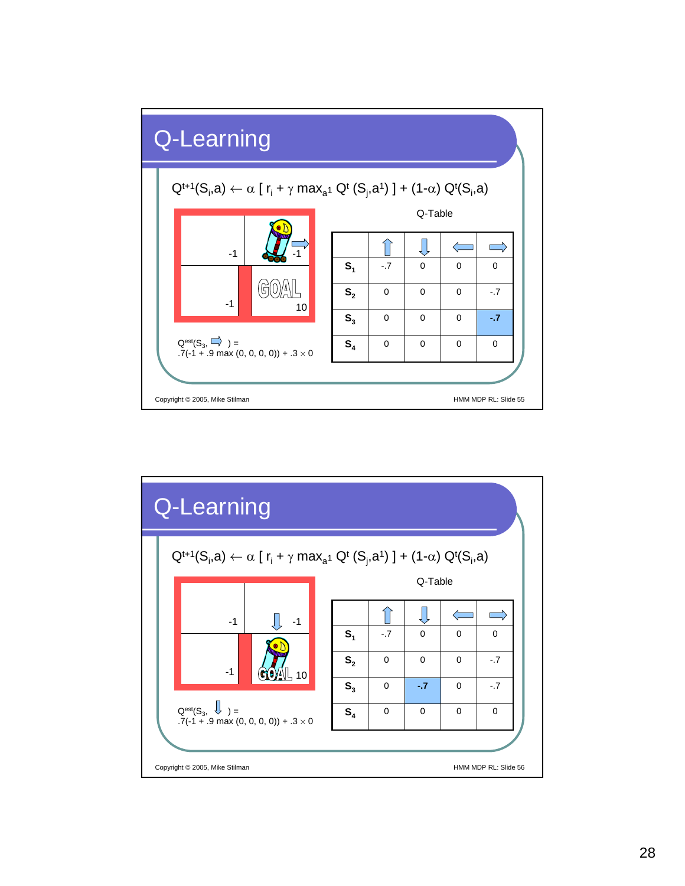# Q-Learning

$$Q^{t+1}(S_i,a) \leftarrow \alpha \left[ r_i + \gamma \max_{a^1} Q^t(S_j,a^1) \right] + (1-\alpha)\, Q^t(S_i,a)$$

Q-Table

| | ↑ | ↓ | ← | → |
|---|---|---|---|---|
| $S_1$ | -.7 | 0 | 0 | 0 |
| $S_2$ | 0 | 0 | 0 | -.7 |
| $S_3$ | 0 | 0 | 0 | **-.7** |
| $S_4$ | 0 | 0 | 0 | 0 |

| | |
|---|---|
| -1 | -1 → |
| -1 | GOAL 10 |

$Q^{est}(S_3, \rightarrow) =$
$.7(-1 + .9 \max(0, 0, 0, 0)) + .3 \times 0$

Copyright © 2005, Mike Stilman — HMM MDP RL: Slide 55

# Q-Learning

$$Q^{t+1}(S_i,a) \leftarrow \alpha \left[ r_i + \gamma \max_{a^1} Q^t(S_j,a^1) \right] + (1-\alpha)\, Q^t(S_i,a)$$

Q-Table

| | ↑ | ↓ | ← | → |
|---|---|---|---|---|
| $S_1$ | -.7 | 0 | 0 | 0 |
| $S_2$ | 0 | 0 | 0 | -.7 |
| $S_3$ | 0 | **-.7** | 0 | -.7 |
| $S_4$ | 0 | 0 | 0 | 0 |

| | |
|---|---|
| -1 | ↓ -1 |
| -1 | GOAL 10 |

$Q^{est}(S_3, \downarrow) =$
$.7(-1 + .9 \max(0, 0, 0, 0)) + .3 \times 0$

Copyright © 2005, Mike Stilman — HMM MDP RL: Slide 56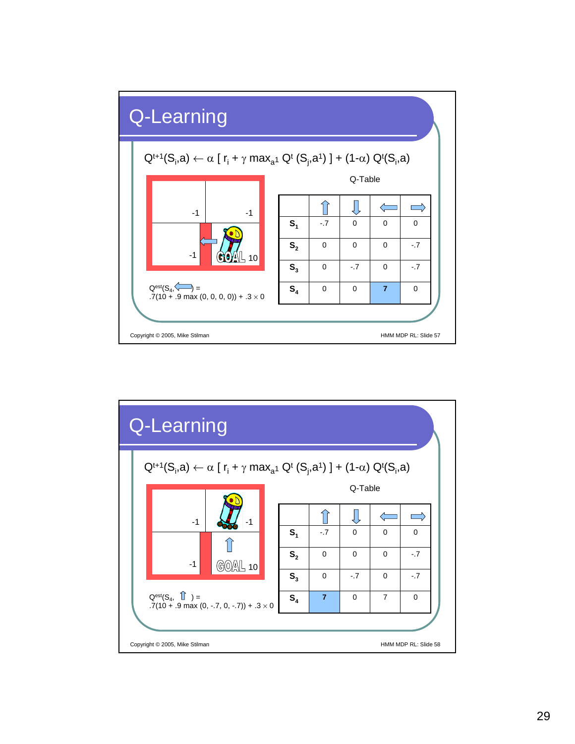## Q-Learning

$$Q^{t+1}(S_i,a) \leftarrow \alpha\,[\,r_i + \gamma \max_{a^1} Q^t(S_j,a^1)\,] + (1-\alpha)\,Q^t(S_i,a)$$

| -1 | -1 |
|---|---|
| -1 | GOAL 10 |

$Q^{est}(S_4, \leftarrow) =$
$.7(10 + .9 \max(0, 0, 0, 0)) + .3 \times 0$

Q-Table

| | ⇧ | ⇩ | ⇦ | ⇨ |
|---|---|---|---|---|
| $S_1$ | -.7 | 0 | 0 | 0 |
| $S_2$ | 0 | 0 | 0 | -.7 |
| $S_3$ | 0 | -.7 | 0 | -.7 |
| $S_4$ | 0 | 0 | 7 | 0 |

Copyright © 2005, Mike Stilman — HMM MDP RL: Slide 57

## Q-Learning

$$Q^{t+1}(S_i,a) \leftarrow \alpha\,[\,r_i + \gamma \max_{a^1} Q^t(S_j,a^1)\,] + (1-\alpha)\,Q^t(S_i,a)$$

| -1 | -1 |
|---|---|
| -1 | GOAL 10 |

$Q^{est}(S_4, \uparrow) =$
$.7(10 + .9 \max(0, -.7, 0, -.7)) + .3 \times 0$

Q-Table

| | ⇧ | ⇩ | ⇦ | ⇨ |
|---|---|---|---|---|
| $S_1$ | -.7 | 0 | 0 | 0 |
| $S_2$ | 0 | 0 | 0 | -.7 |
| $S_3$ | 0 | -.7 | 0 | -.7 |
| $S_4$ | 7 | 0 | 7 | 0 |

Copyright © 2005, Mike Stilman — HMM MDP RL: Slide 58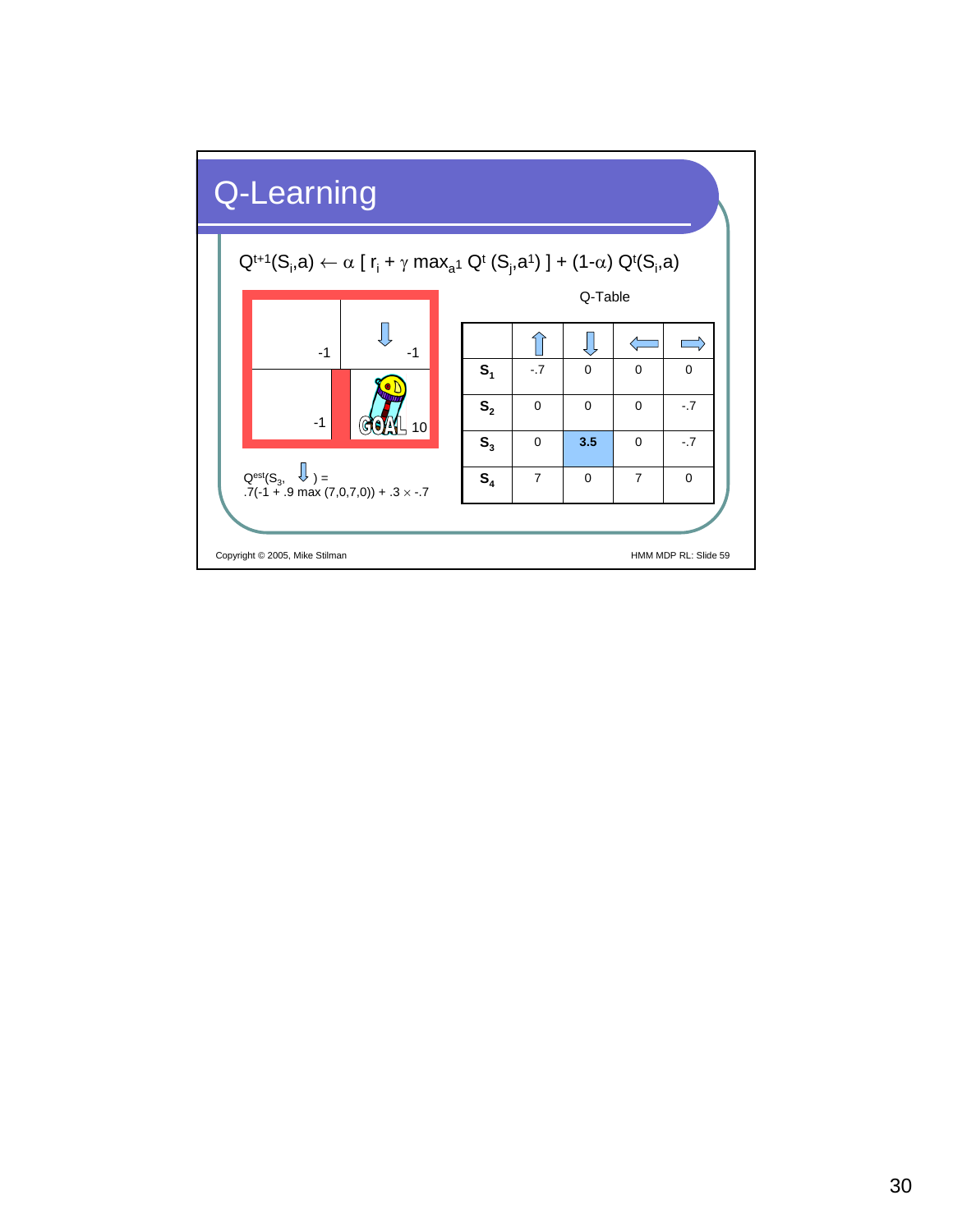# Q-Learning

$Q^{t+1}(S_i,a) \leftarrow \alpha\,[\,r_i + \gamma \max_{a^1} Q^t(S_j,a^1)\,] + (1-\alpha)\,Q^t(S_i,a)$

-1 ⇩ -1

-1 GOAL 10

$Q^{est}(S_3, ⇩) =$
$.7(-1 + .9 \max(7,0,7,0)) + .3 \times -.7$

Q-Table

| | ⇧ | ⇩ | ⇦ | ⇨ |
|---|---|---|---|---|
| $S_1$ | -.7 | 0 | 0 | 0 |
| $S_2$ | 0 | 0 | 0 | -.7 |
| $S_3$ | 0 | **3.5** | 0 | -.7 |
| $S_4$ | 7 | 0 | 7 | 0 |

Copyright © 2005, Mike Stilman

HMM MDP RL: Slide 59